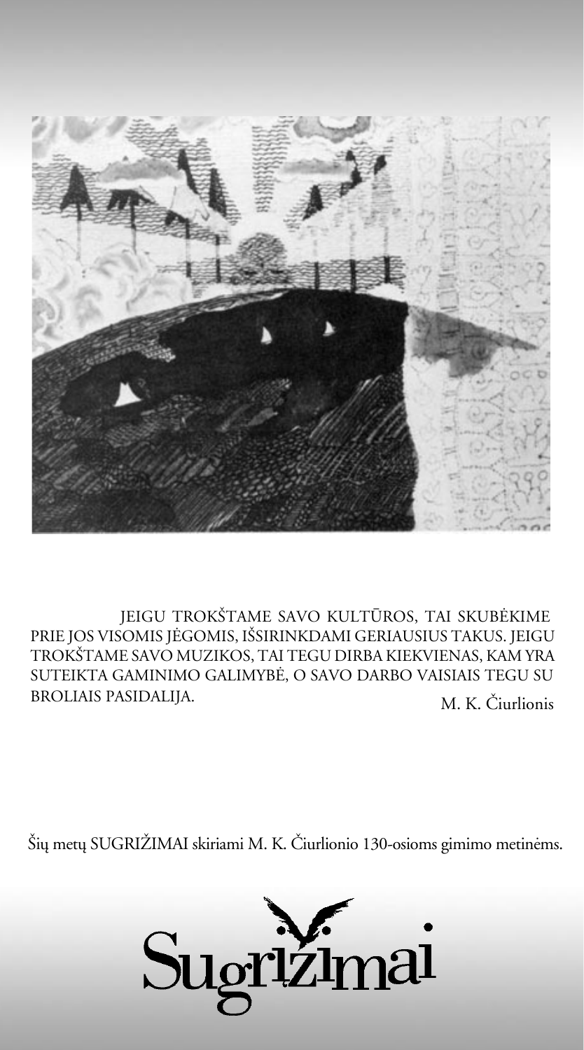JEIGU TROKŠTAME SAVO KULTŪROS, TAI SKUBĖKIME PRIE JOS VISOMIS JĖGOMIS, IŠSIRINKDAMI GERIAUSIUS TAKUS. JEIGU TROKŠTAME SAVO MUZIKOS, TAI TEGU DIRBA KIEKVIENAS, KAM YRA SUTEIKTA GAMINIMO GALIMYBĖ, O SAVO DARBO VAISIAIS TEGU SU BROLIAIS PASIDALIJA.

M. K. Čiurlionis

Šių metų SUGRIŽIMAI skiriami M. K. Čiurlionio 130-osioms gimimo metinėms.

Sugrįžimai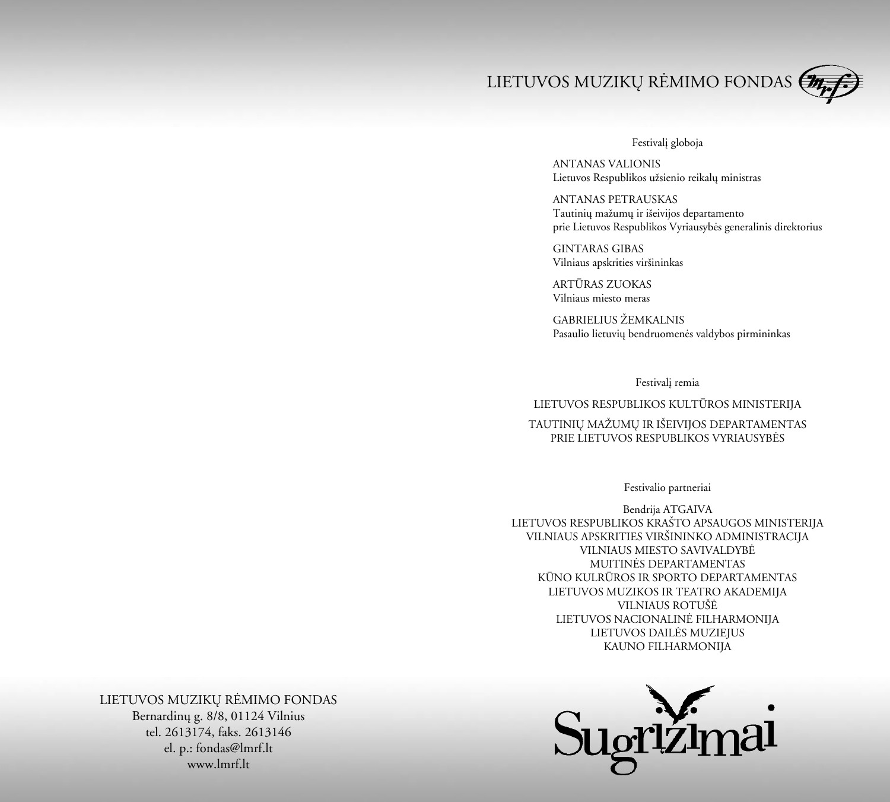LIETUVOS MUZIKŲ RĖMIMO FONDAS

Festivalį globoja

ANTANAS VALIONIS
Lietuvos Respublikos užsienio reikalų ministras

ANTANAS PETRAUSKAS
Tautinių mažumų ir išeivijos departamento
prie Lietuvos Respublikos Vyriausybės generalinis direktorius

GINTARAS GIBAS
Vilniaus apskrities viršininkas

ARTŪRAS ZUOKAS
Vilniaus miesto meras

GABRIELIUS ŽEMKALNIS
Pasaulio lietuvių bendruomenės valdybos pirmininkas

Festivalį remia

LIETUVOS RESPUBLIKOS KULTŪROS MINISTERIJA

TAUTINIŲ MAŽUMŲ IR IŠEIVIJOS DEPARTAMENTAS
PRIE LIETUVOS RESPUBLIKOS VYRIAUSYBĖS

Festivalio partneriai

Bendrija ATGAIVA
LIETUVOS RESPUBLIKOS KRAŠTO APSAUGOS MINISTERIJA
VILNIAUS APSKRITIES VIRŠININKO ADMINISTRACIJA
VILNIAUS MIESTO SAVIVALDYBĖ
MUITINĖS DEPARTAMENTAS
KŪNO KULRŪROS IR SPORTO DEPARTAMENTAS
LIETUVOS MUZIKOS IR TEATRO AKADEMIJA
VILNIAUS ROTUŠĖ
LIETUVOS NACIONALINĖ FILHARMONIJA
LIETUVOS DAILĖS MUZIEJUS
KAUNO FILHARMONIJA

LIETUVOS MUZIKŲ RĖMIMO FONDAS
Bernardinų g. 8/8, 01124 Vilnius
tel. 2613174, faks. 2613146
el. p.: fondas@lmrf.lt
www.lmrf.lt

Sugrįžimai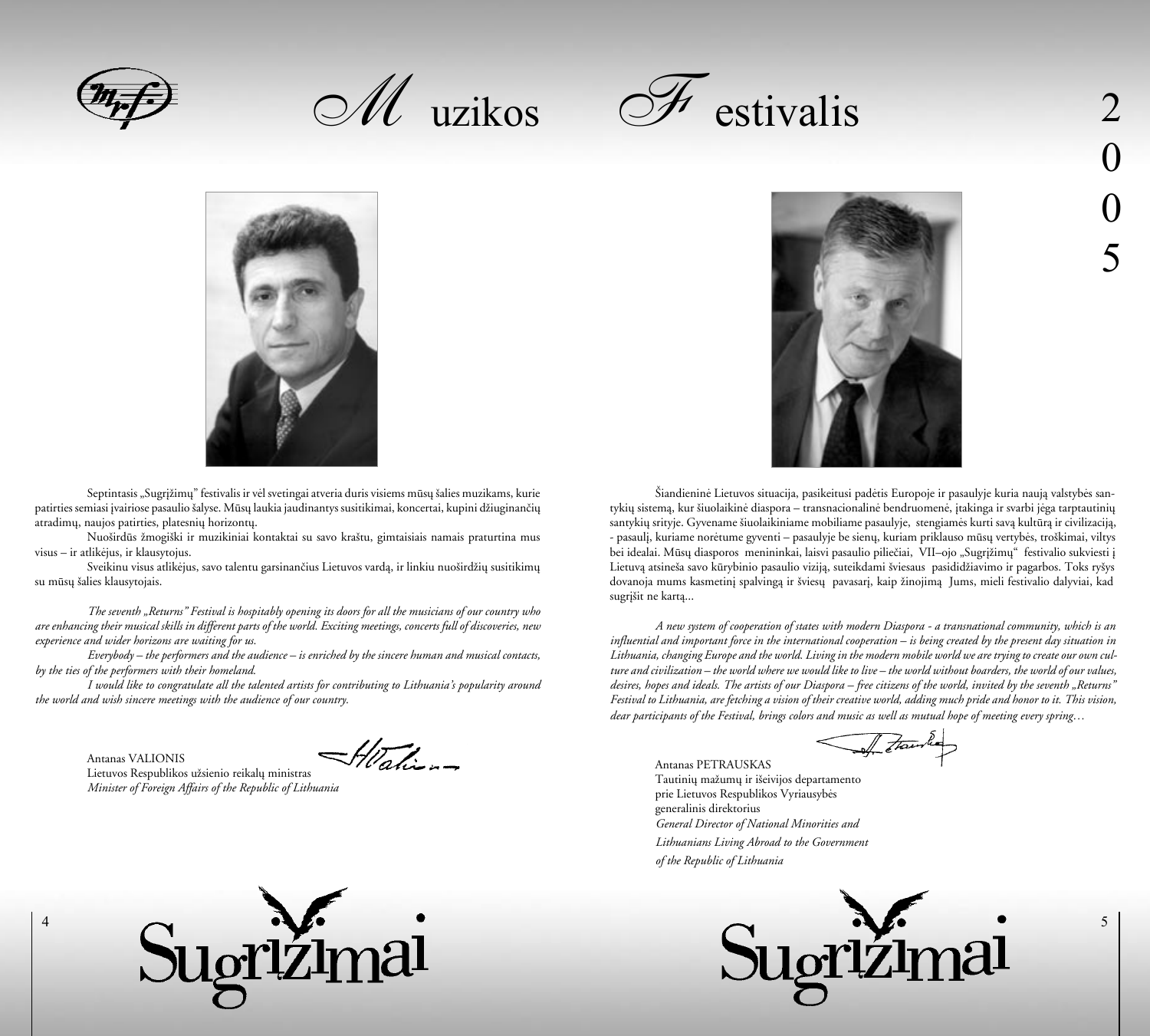# Muzikos Festivalis 2005

Septintasis „Sugrįžimų" festivalis ir vėl svetingai atveria duris visiems mūsų šalies muzikams, kurie patirties semiasi įvairiose pasaulio šalyse. Mūsų laukia jaudinantys susitikimai, koncertai, kupini džiuginančių atradimų, naujos patirties, platesnių horizontų.

Nuoširdūs žmogiški ir muzikiniai kontaktai su savo kraštu, gimtaisiais namais praturtina mus visus – ir atlikėjus, ir klausytojus.

Sveikinu visus atlikėjus, savo talentu garsinančius Lietuvos vardą, ir linkiu nuoširdžių susitikimų su mūsų šalies klausytojais.

*The seventh „Returns" Festival is hospitably opening its doors for all the musicians of our country who are enhancing their musical skills in different parts of the world. Exciting meetings, concerts full of discoveries, new experience and wider horizons are waiting for us.*

*Everybody – the performers and the audience – is enriched by the sincere human and musical contacts, by the ties of the performers with their homeland.*

*I would like to congratulate all the talented artists for contributing to Lithuania's popularity around the world and wish sincere meetings with the audience of our country.*

Antanas VALIONIS
Lietuvos Respublikos užsienio reikalų ministras
*Minister of Foreign Affairs of the Republic of Lithuania*

Šiandieninė Lietuvos situacija, pasikeitusi padėtis Europoje ir pasaulyje kuria naują valstybės santykių sistemą, kur šiuolaikinė diaspora – transnacionalinė bendruomenė, įtakinga ir svarbi jėga tarptautinių santykių srityje. Gyvename šiuolaikiniame mobiliame pasaulyje, stengiamės kurti savą kultūrą ir civilizaciją, - pasaulį, kuriame norėtume gyventi – pasaulyje be sienų, kuriam priklauso mūsų vertybės, troškimai, viltys bei idealai. Mūsų diasporos menininkai, laisvi pasaulio piliečiai, VII–ojo „Sugrįžimų" festivalio sukviesti į Lietuvą atsineša savo kūrybinio pasaulio viziją, suteikdami šviesaus pasididžiavimo ir pagarbos. Toks ryšys dovanoja mums kasmetinį spalvingą ir šviesų pavasarį, kaip žinojimą Jums, mieli festivalio dalyviai, kad sugrįšit ne kartą...

*A new system of cooperation of states with modern Diaspora - a transnational community, which is an influential and important force in the international cooperation – is being created by the present day situation in Lithuania, changing Europe and the world. Living in the modern mobile world we are trying to create our own culture and civilization – the world where we would like to live – the world without boarders, the world of our values, desires, hopes and ideals. The artists of our Diaspora – free citizens of the world, invited by the seventh „Returns" Festival to Lithuania, are fetching a vision of their creative world, adding much pride and honor to it. This vision, dear participants of the Festival, brings colors and music as well as mutual hope of meeting every spring…*

Antanas PETRAUSKAS
Tautinių mažumų ir išeivijos departamento
prie Lietuvos Respublikos Vyriausybės
generalinis direktorius
*General Director of National Minorities and Lithuanians Living Abroad to the Government of the Republic of Lithuania*

Sugrįžimai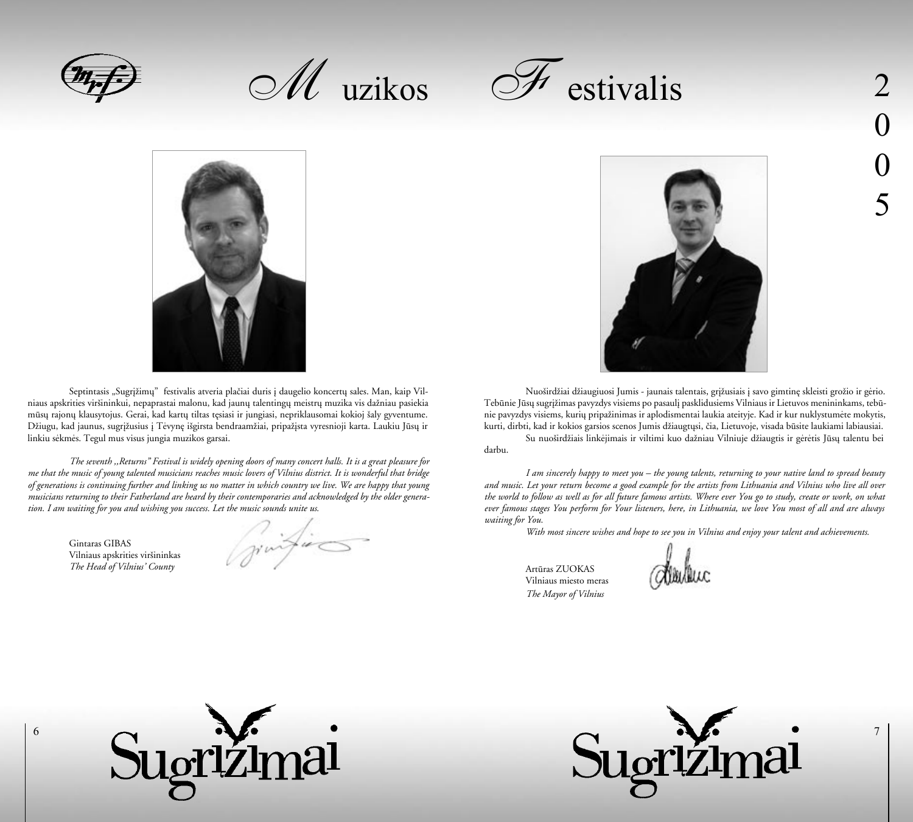Septintasis „Sugrįžimų" festivalis atveria plačiai duris į daugelio koncertų sales. Man, kaip Vilniaus apskrities viršininkui, nepaprastai malonu, kad jaunų talentingų meistrų muzika vis dažniau pasiekia mūsų rajonų klausytojus. Gerai, kad kartų tiltas tęsiasi ir jungiasi, nepriklausomai kokioj šaly gyventume. Džiugu, kad jaunus, sugrįžusius į Tėvynę išgirsta bendraamžiai, pripažįsta vyresnioji karta. Laukiu Jūsų ir linkiu sėkmės. Tegul mus visus jungia muzikos garsai.

*The seventh ,,Returns" Festival is widely opening doors of many concert halls. It is a great pleasure for me that the music of young talented musicians reaches music lovers of Vilnius district. It is wonderful that bridge of generations is continuing further and linking us no matter in which country we live. We are happy that young musicians returning to their Fatherland are heard by their contemporaries and acknowledged by the older generation. I am waiting for you and wishing you success. Let the music sounds unite us.*

Gintaras GIBAS
Vilniaus apskrities viršininkas
*The Head of Vilnius' County*

Nuoširdžiai džiaugiuosi Jumis - jaunais talentais, grįžusiais į savo gimtinę skleisti grožio ir gėrio. Tebūnie Jūsų sugrįžimas pavyzdys visiems po pasaulį pasklidusiems Vilniaus ir Lietuvos menininkams, tebūnie pavyzdys visiems, kurių pripažinimas ir aplodismentai laukia ateityje. Kad ir kur nuklystumėte mokytis, kurti, dirbti, kad ir kokios garsios scenos Jumis džiaugtųsi, čia, Lietuvoje, visada būsite laukiami labiausiai.

Su nuoširdžiais linkėjimais ir viltimi kuo dažniau Vilniuje džiaugtis ir gėrėtis Jūsų talentu bei darbu.

*I am sincerely happy to meet you – the young talents, returning to your native land to spread beauty and music. Let your return become a good example for the artists from Lithuania and Vilnius who live all over the world to follow as well as for all future famous artists. Where ever You go to study, create or work, on what ever famous stages You perform for Your listeners, here, in Lithuania, we love You most of all and are always waiting for You.*

*With most sincere wishes and hope to see you in Vilnius and enjoy your talent and achievements.*

Artūras ZUOKAS
Vilniaus miesto meras
*The Mayor of Vilnius*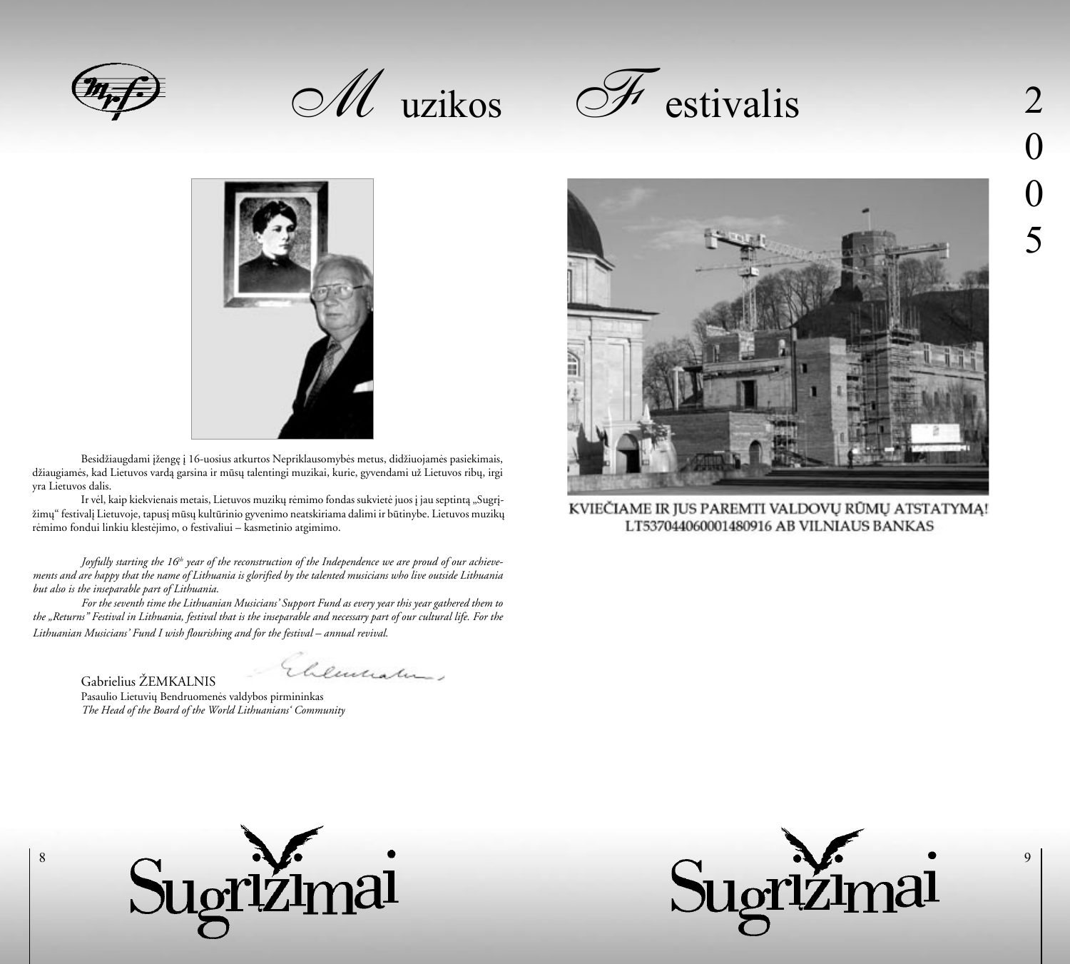Besidžiaugdami įžengę į 16-uosius atkurtos Nepriklausomybės metus, didžiuojamės pasiekimais, džiaugiamės, kad Lietuvos vardą garsina ir mūsų talentingi muzikai, kurie, gyvendami už Lietuvos ribų, irgi yra Lietuvos dalis.

Ir vėl, kaip kiekvienais metais, Lietuvos muzikų rėmimo fondas sukvietė juos į jau septintą „Sugrįžimų" festivalį Lietuvoje, tapusį mūsų kultūrinio gyvenimo neatskiriama dalimi ir būtinybe. Lietuvos muzikų rėmimo fondui linkiu klestėjimo, o festivaliui – kasmetinio atgimimo.

*Joyfully starting the 16th year of the reconstruction of the Independence we are proud of our achievements and are happy that the name of Lithuania is glorified by the talented musicians who live outside Lithuania but also is the inseparable part of Lithuania.*

*For the seventh time the Lithuanian Musicians' Support Fund as every year this year gathered them to the „Returns" Festival in Lithuania, festival that is the inseparable and necessary part of our cultural life. For the Lithuanian Musicians' Fund I wish flourishing and for the festival – annual revival.*

Gabrielius ŽEMKALNIS
Pasaulio Lietuvių Bendruomenės valdybos pirmininkas
*The Head of the Board of the World Lithuanians' Community*

KVIEČIAME IR JUS PAREMTI VALDOVŲ RŪMŲ ATSTATYMĄ!
LT537044060001480916 AB VILNIAUS BANKAS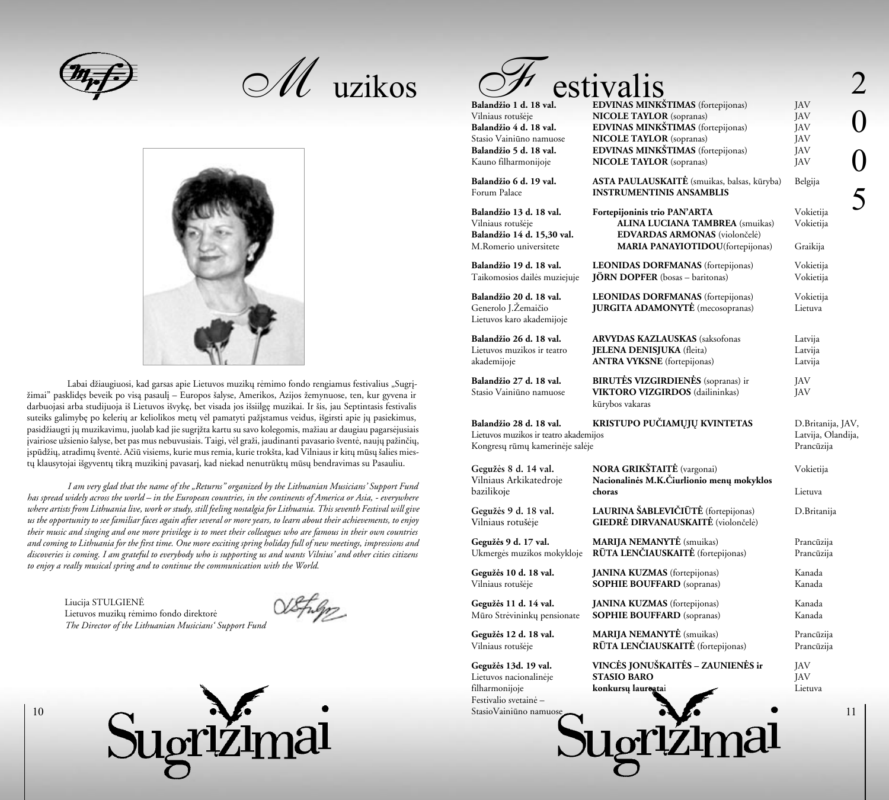# Muzikos Festivalis 2005

Labai džiaugiuosi, kad garsas apie Lietuvos muzikų rėmimo fondo rengiamus festivalius „Sugrįžimai" pasklidęs beveik po visą pasaulį – Europos šalyse, Amerikos, Azijos žemynuose, ten, kur gyvena ir darbuojasi arba studijuoja iš Lietuvos išvykę, bet visada jos išsiilgę muzikai. Ir šis, jau Septintasis festivalis suteiks galimybę po kelerių ar keliolikos metų vėl pamatyti pažįstamus veidus, išgirsti apie jų pasiekimus, pasidžiaugti jų muzikavimu, juolab kad jie sugrįžta kartu su savo kolegomis, mažiau ar daugiau pagarsėjusiais įvairiose užsienio šalyse, bet pas mus nebuvusiais. Taigi, vėl graži, jaudinanti pavasario šventė, naujų pažinčių, įspūdžių, atradimų šventė. Ačiū visiems, kurie mus remia, kurie trokšta, kad Vilniaus ir kitų mūsų šalies miestų klausytojai išgyventų tikrą muzikinį pavasarį, kad niekad nenutrūktų mūsų bendravimas su Pasauliu.

*I am very glad that the name of the „Returns" organized by the Lithuanian Musicians' Support Fund has spread widely across the world – in the European countries, in the continents of America or Asia, - everywhere where artists from Lithuania live, work or study, still feeling nostalgia for Lithuania. This seventh Festival will give us the opportunity to see familiar faces again after several or more years, to learn about their achievements, to enjoy their music and singing and one more privilege is to meet their colleagues who are famous in their own countries and coming to Lithuania for the first time. One more exciting spring holiday full of new meetings, impressions and discoveries is coming. I am grateful to everybody who is supporting us and wants Vilnius' and other cities citizens to enjoy a really musical spring and to continue the communication with the World.*

Liucija STULGIENĖ
Lietuvos muzikų rėmimo fondo direktorė
*The Director of the Lithuanian Musicians' Support Fund*

Sugrįžimai

| Data ir vieta | Atlikėjai | Šalis |
|---|---|---|
| **Balandžio 1 d. 18 val.** Vilniaus rotušėje | **EDVINAS MINKŠTIMAS** (fortepijonas) **NICOLE TAYLOR** (sopranas) | JAV JAV |
| **Balandžio 4 d. 18 val.** Stasio Vainiūno namuose | **EDVINAS MINKŠTIMAS** (fortepijonas) **NICOLE TAYLOR** (sopranas) | JAV JAV |
| **Balandžio 5 d. 18 val.** Kauno filharmonijoje | **EDVINAS MINKŠTIMAS** (fortepijonas) **NICOLE TAYLOR** (sopranas) | JAV JAV |
| **Balandžio 6 d. 19 val.** Forum Palace | **ASTA PAULAUSKAITĖ** (smuikas, balsas, kūryba) **INSTRUMENTINIS ANSAMBLIS** | Belgija |
| **Balandžio 13 d. 18 val.** Vilniaus rotušėje **Balandžio 14 d. 15,30 val.** M.Romerio universitete | **Fortepijoninis trio PAN'ARTA** **ALINA LUCIANA TAMBREA** (smuikas) **EDVARDAS ARMONAS** (violončelė) **MARIA PANAYIOTIDOU**(fortepijonas) | Vokietija Vokietija Graikija |
| **Balandžio 19 d. 18 val.** Taikomosios dailės muziejuje | **LEONIDAS DORFMANAS** (fortepijonas) **JÖRN DOPFER** (bosas – baritonas) | Vokietija Vokietija |
| **Balandžio 20 d. 18 val.** Generolo J.Žemaičio Lietuvos karo akademijoje | **LEONIDAS DORFMANAS** (fortepijonas) **JURGITA ADAMONYTĖ** (mecosopranas) | Vokietija Lietuva |
| **Balandžio 26 d. 18 val.** Lietuvos muzikos ir teatro akademijoje | **ARVYDAS KAZLAUSKAS** (saksofonas **JELENA DENISJUKA** (fleita) **ANTRA VYKSNE** (fortepijonas) | Latvija Latvija Latvija |
| **Balandžio 27 d. 18 val.** Stasio Vainiūno namuose | **BIRUTĖS VIZGIRDIENĖS** (sopranas) ir **VIKTORO VIZGIRDOS** (dailininkas) kūrybos vakaras | JAV JAV |
| **Balandžio 28 d. 18 val.** Lietuvos muzikos ir teatro akademijos Kongresų rūmų kamerinėje salėje | **KRISTUPO PUČIAMŲJŲ KVINTETAS** | D.Britanija, JAV, Latvija, Olandija, Prancūzija |
| **Gegužės 8 d. 14 val.** Vilniaus Arkikatedroje bazilikoje | **NORA GRIKŠTAITĖ** (vargonai) **Nacionalinės M.K.Čiurlionio menų mokyklos choras** | Vokietija Lietuva |
| **Gegužės 9 d. 18 val.** Vilniaus rotušėje | **LAURINA ŠABLEVIČIŪTĖ** (fortepijonas) **GIEDRĖ DIRVANAUSKAITĖ** (violončelė) | D.Britanija |
| **Gegužės 9 d. 17 val.** Ukmergės muzikos mokykloje | **MARIJA NEMANYTĖ** (smuikas) **RŪTA LENČIAUSKAITĖ** (fortepijonas) | Prancūzija Prancūzija |
| **Gegužės 10 d. 18 val.** Vilniaus rotušėje | **JANINA KUZMAS** (fortepijonas) **SOPHIE BOUFFARD** (sopranas) | Kanada Kanada |
| **Gegužės 11 d. 14 val.** Mūro Strėvininkų pensionate | **JANINA KUZMAS** (fortepijonas) **SOPHIE BOUFFARD** (sopranas) | Kanada Kanada |
| **Gegužės 12 d. 18 val.** Vilniaus rotušėje | **MARIJA NEMANYTĖ** (smuikas) **RŪTA LENČIAUSKAITĖ** (fortepijonas) | Prancūzija Prancūzija |
| **Gegužės 13d. 19 val.** Lietuvos nacionalinėje filharmonijoje Festivalio svetainė – StasioVainiūno namuose | **VINCĖS JONUŠKAITĖS – ZAUNIENĖS ir STASIO BARO konkursų laureatai** | JAV JAV Lietuva |

Sugrįžimai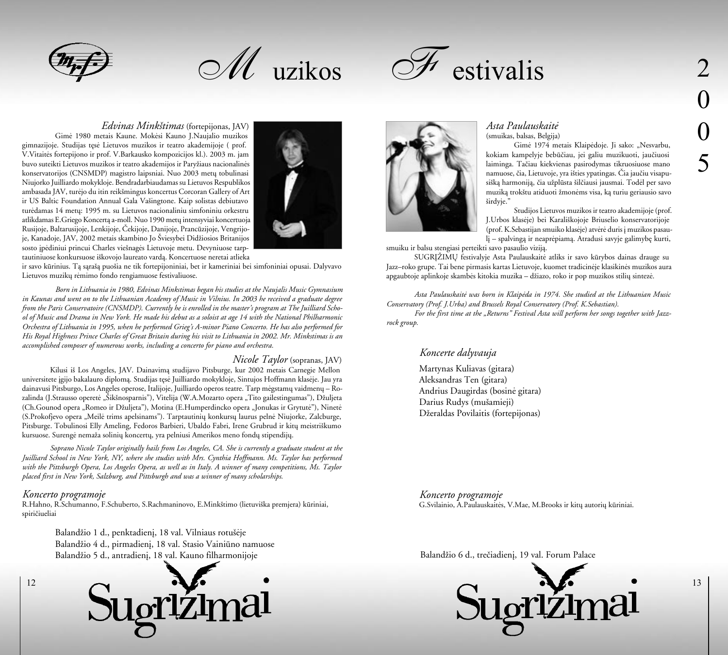# Muzikos Festivalis 2005

### *Edvinas Minkštimas* (fortepijonas, JAV)

Gimė 1980 metais Kaune. Mokėsi Kauno J.Naujalio muzikos gimnazijoje. Studijas tęsė Lietuvos muzikos ir teatro akademijoje ( prof. V.Vitaitės fortepijono ir prof. V.Barkausko kompozicijos kl.). 2003 m. jam buvo suteikti Lietuvos muzikos ir teatro akademijos ir Paryžiaus nacionalinės konservatorijos (CNSMDP) magistro laipsniai. Nuo 2003 metų tobulinasi Niujorko Juilliardo mokykloje. Bendradarbiaudamas su Lietuvos Respublikos ambasada JAV, turėjo du itin reikšmingus koncertus Corcoran Gallery of Art ir US Baltic Foundation Annual Gala Vašingtone. Kaip solistas debiutavo turėdamas 14 metų: 1995 m. su Lietuvos nacionaliniu simfoniniu orkestru atlikdamas E.Griego Koncertą a-moll. Nuo 1990 metų intensyviai koncertuoja Rusijoje, Baltarusijoje, Lenkijoje, Čekijoje, Danijoje, Prancūzijoje, Vengrijoje, Kanadoje, JAV, 2002 metais skambino Jo Šviesybei Didžiosios Britanijos sosto įpėdiniui princui Charles viešnagės Lietuvoje metu. Devyniuose tarptautiniuose konkursuose iškovojo laureato vardą. Koncertuose neretai atlieka ir savo kūrinius. Tą sąrašą puošia ne tik fortepijoniniai, bet ir kameriniai bei simfoniniai opusai. Dalyvavo Lietuvos muzikų rėmimo fondo rengiamuose festivaliuose.

*Born in Lithuania in 1980, Edvinas Minkstimas began his studies at the Naujalis Music Gymnasium in Kaunas and went on to the Lithuanian Academy of Music in Vilnius. In 2003 he received a graduate degree from the Paris Conservatoire (CNSMDP). Currently he is enrolled in the master's program at The Juilliard School of Music and Drama in New York. He made his debut as a soloist at age 14 with the National Philharmonic Orchestra of Lithuania in 1995, when he performed Grieg's A-minor Piano Concerto. He has also performed for His Royal Highness Prince Charles of Great Britain during his visit to Lithuania in 2002. Mr. Minkstimas is an accomplished composer of numerous works, including a concerto for piano and orchestra.*

### *Nicole Taylor* (sopranas, JAV)

Kilusi iš Los Angeles, JAV. Dainavimą studijavo Pitsburge, kur 2002 metais Carnegie Mellon universitete įgijo bakalauro diplomą. Studijas tęsė Juilliardo mokykloje, Sintujos Hoffmann klasėje. Jau yra dainavusi Pitsburgo, Los Angeles operose, Italijoje, Juilliardo operos teatre. Tarp mėgstamų vaidmenų – Rozalinda (J.Strausso operetė „Šikšnosparnis"), Vitelija (W.A.Mozarto opera „Tito gailestingumas"), Džuljeta (Ch.Gounod opera „Romeo ir Džuljeta"), Motina (E.Humperdincko opera „Jonukas ir Grytutė"), Ninetė (S.Prokofjevo opera „Meilė trims apelsinams"). Tarptautinių konkursų laurus pelnė Niujorke, Zalcburge, Pitsburge. Tobulinosi Elly Ameling, Fedoros Barbieri, Ubaldo Fabri, Irene Grubrud ir kitų meistriškumo kursuose. Surengė nemažą solinių koncertų, yra pelniusi Amerikos meno fondų stipendijų.

*Soprano Nicole Taylor originally hails from Los Angeles, CA. She is currently a graduate student at the Juilliard School in New York, NY, where she studies with Mrs. Cynthia Hoffmann. Ms. Taylor has performed with the Pittsburgh Opera, Los Angeles Opera, as well as in Italy. A winner of many competitions, Ms. Taylor placed first in New York, Salzburg, and Pittsburgh and was a winner of many scholarships.*

*Koncerto programoje*

R.Hahno, R.Schumanno, F.Schuberto, S.Rachmaninovo, E.Minkštimo (lietuviška premjera) kūriniai, spiričiueliai

Balandžio 1 d., penktadienį, 18 val. Vilniaus rotušėje
Balandžio 4 d., pirmadienį, 18 val. Stasio Vainiūno namuose
Balandžio 5 d., antradienį, 18 val. Kauno filharmonijoje

Sugrįžimai

### *Asta Paulauskaitė*

(smuikas, balsas, Belgija)

Gimė 1974 metais Klaipėdoje. Ji sako: „Nesvarbu, kokiam kampelyje bebūčiau, jei galiu muzikuoti, jaučiuosi laiminga. Tačiau kiekvienas pasirodymas tikruosiuose mano namuose, čia, Lietuvoje, yra išties ypatingas. Čia jaučiu visapusišką harmoniją, čia užplūsta šilčiausi jausmai. Todėl per savo muziką trokštu atiduoti žmonėms visa, ką turiu geriausio savo širdyje."

Studijos Lietuvos muzikos ir teatro akademijoje (prof. J.Urbos klasėje) bei Karališkojoje Briuselio konservatorijoje (prof. K.Sebastijan smuiko klasėje) atvėrė duris į muzikos pasaulį – spalvingą ir neaprėpiamą. Atradusi savyje galimybę kurti, smuiku ir balsu stengiasi perteikti savo pasaulio viziją.

SUGRĮŽIMŲ festivalyje Asta Paulauskaitė atliks ir savo kūrybos dainas drauge su Jazz–roko grupe. Tai bene pirmasis kartas Lietuvoje, kuomet tradicinėje klasikinės muzikos aura apgaubtoje aplinkoje skambės kitokia muzika – džiazo, roko ir pop muzikos stilių sintezė.

*Asta Paulauskaitė was born in Klaipėda in 1974. She studied at the Lithuanian Music Conservatory (Prof. J.Urba) and Brussels Royal Conservatory (Prof. K.Sebastian).*

*For the first time at the „Returns" Festival Asta will perform her songs together with Jazz-rock group.*

*Koncerte dalyvauja*

Martynas Kuliavas (gitara)
Aleksandras Ten (gitara)
Andrius Daugirdas (bosinė gitara)
Darius Rudys (mušamieji)
Džeraldas Povilaitis (fortepijonas)

*Koncerto programoje*

G.Svilainio, A.Paulauskaitės, V.Mae, M.Brooks ir kitų autorių kūriniai.

Balandžio 6 d., trečiadienį, 19 val. Forum Palace

Sugrįžimai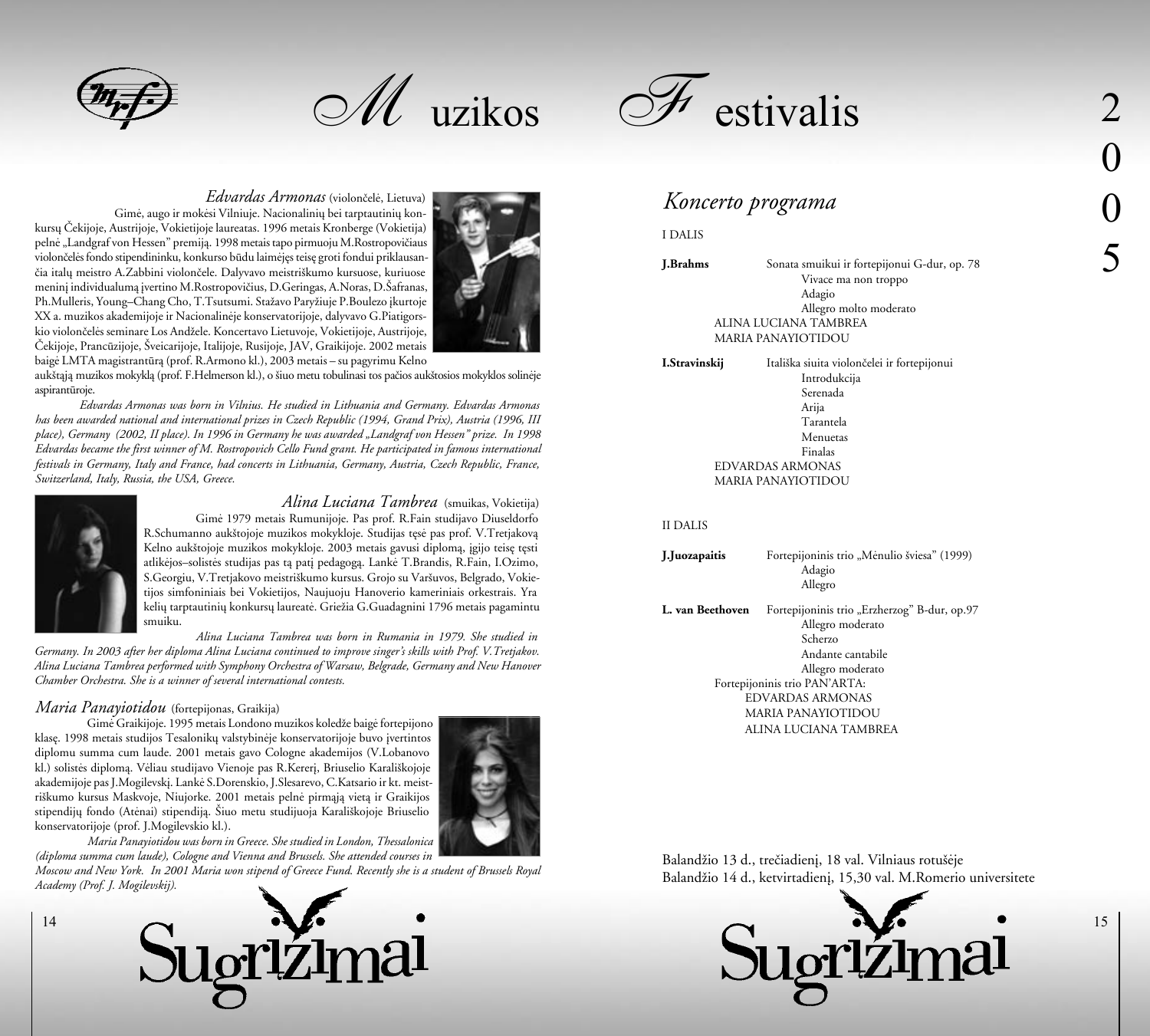# Muzikos Festivalis 2005

### *Edvardas Armonas* (violončelė, Lietuva)

Gimė, augo ir mokėsi Vilniuje. Nacionalinių bei tarptautinių konkursų Čekijoje, Austrijoje, Vokietijoje laureatas. 1996 metais Kronberge (Vokietija) pelnė „Landgraf von Hessen" premiją. 1998 metais tapo pirmuoju M.Rostropovičiaus violončelės fondo stipendininku, konkurso būdu laimėjęs teisę groti fondui priklausančia italų meistro A.Zabbini violončele. Dalyvavo meistriškumo kursuose, kuriuose meninį individualumą įvertino M.Rostropovičius, D.Geringas, A.Noras, D.Šafranas, Ph.Mulleris, Young–Chang Cho, T.Tsutsumi. Stažavo Paryžiuje P.Boulezo įkurtoje XX a. muzikos akademijoje ir Nacionalinėje konservatorijoje, dalyvavo G.Piatigorskio violončelės seminare Los Andžele. Koncertavo Lietuvoje, Vokietijoje, Austrijoje, Čekijoje, Prancūzijoje, Šveicarijoje, Italijoje, Rusijoje, JAV, Graikijoje. 2002 metais baigė LMTA magistrantūrą (prof. R.Armono kl.), 2003 metais – su pagyrimu Kelno aukštąją muzikos mokyklą (prof. F.Helmerson kl.), o šiuo metu tobulinasi tos pačios aukštosios mokyklos solinėje aspirantūroje.

*Edvardas Armonas was born in Vilnius. He studied in Lithuania and Germany. Edvardas Armonas has been awarded national and international prizes in Czech Republic (1994, Grand Prix), Austria (1996, III place), Germany (2002, II place). In 1996 in Germany he was awarded „Landgraf von Hessen" prize. In 1998 Edvardas became the first winner of M. Rostropovich Cello Fund grant. He participated in famous international festivals in Germany, Italy and France, had concerts in Lithuania, Germany, Austria, Czech Republic, France, Switzerland, Italy, Russia, the USA, Greece.*

### *Alina Luciana Tambrea* (smuikas, Vokietija)

Gimė 1979 metais Rumunijoje. Pas prof. R.Fain studijavo Diuseldorfo R.Schumanno aukštojoje muzikos mokykloje. Studijas tęsė pas prof. V.Tretjakovą Kelno aukštojoje muzikos mokykloje. 2003 metais gavusi diplomą, įgijo teisę tęsti atlikėjos–solistės studijas pas tą patį pedagogą. Lankė T.Brandis, R.Fain, I.Ozimo, S.Georgiu, V.Tretjakovo meistriškumo kursus. Grojo su Varšuvos, Belgrado, Vokietijos simfoniniais bei Vokietijos, Naujuoju Hanoverio kameriniais orkestrais. Yra kelių tarptautinių konkursų laureatė. Griežia G.Guadagnini 1796 metais pagamintu smuiku.

*Alina Luciana Tambrea was born in Rumania in 1979. She studied in Germany. In 2003 after her diploma Alina Luciana continued to improve singer's skills with Prof. V.Tretjakov. Alina Luciana Tambrea performed with Symphony Orchestra of Warsaw, Belgrade, Germany and New Hanover Chamber Orchestra. She is a winner of several international contests.*

### *Maria Panayiotidou* (fortepijonas, Graikija)

Gimė Graikijoje. 1995 metais Londono muzikos koledže baigė fortepijono klasę. 1998 metais studijos Tesalonikų valstybinėje konservatorijoje buvo įvertintos diplomu summa cum laude. 2001 metais gavo Cologne akademijos (V.Lobanovo kl.) solistės diplomą. Vėliau studijavo Vienoje pas R.Kererį, Briuselio Karališkojoje akademijoje pas J.Mogilevskį. Lankė S.Dorenskio, J.Slesarevo, C.Katsario ir kt. meistriškumo kursus Maskvoje, Niujorke. 2001 metais pelnė pirmąją vietą ir Graikijos stipendijų fondo (Atėnai) stipendiją. Šiuo metu studijuoja Karališkojoje Briuselio konservatorijoje (prof. J.Mogilevskio kl.).

*Maria Panayiotidou was born in Greece. She studied in London, Thessalonica (diploma summa cum laude), Cologne and Vienna and Brussels. She attended courses in Moscow and New York. In 2001 Maria won stipend of Greece Fund. Recently she is a student of Brussels Royal Academy (Prof. J. Mogilevskij).*

Sugrįžimai

## *Koncerto programa*

I DALIS

**J.Brahms** — Sonata smuikui ir fortepijonui G-dur, op. 78
- Vivace ma non troppo
- Adagio
- Allegro molto moderato

ALINA LUCIANA TAMBREA
MARIA PANAYIOTIDOU

**I.Stravinskij** — Itališka siuita violončelei ir fortepijonui
- Introdukcija
- Serenada
- Arija
- Tarantela
- Menuetas
- Finalas

EDVARDAS ARMONAS
MARIA PANAYIOTIDOU

II DALIS

**J.Juozapaitis** — Fortepijoninis trio „Mėnulio šviesa" (1999)
- Adagio
- Allegro

**L. van Beethoven** — Fortepijoninis trio „Erzherzog" B-dur, op.97
- Allegro moderato
- Scherzo
- Andante cantabile
- Allegro moderato

Fortepijoninis trio PAN'ARTA:
EDVARDAS ARMONAS
MARIA PANAYIOTIDOU
ALINA LUCIANA TAMBREA

Balandžio 13 d., trečiadienį, 18 val. Vilniaus rotušėje
Balandžio 14 d., ketvirtadienį, 15,30 val. M.Romerio universitete

Sugrįžimai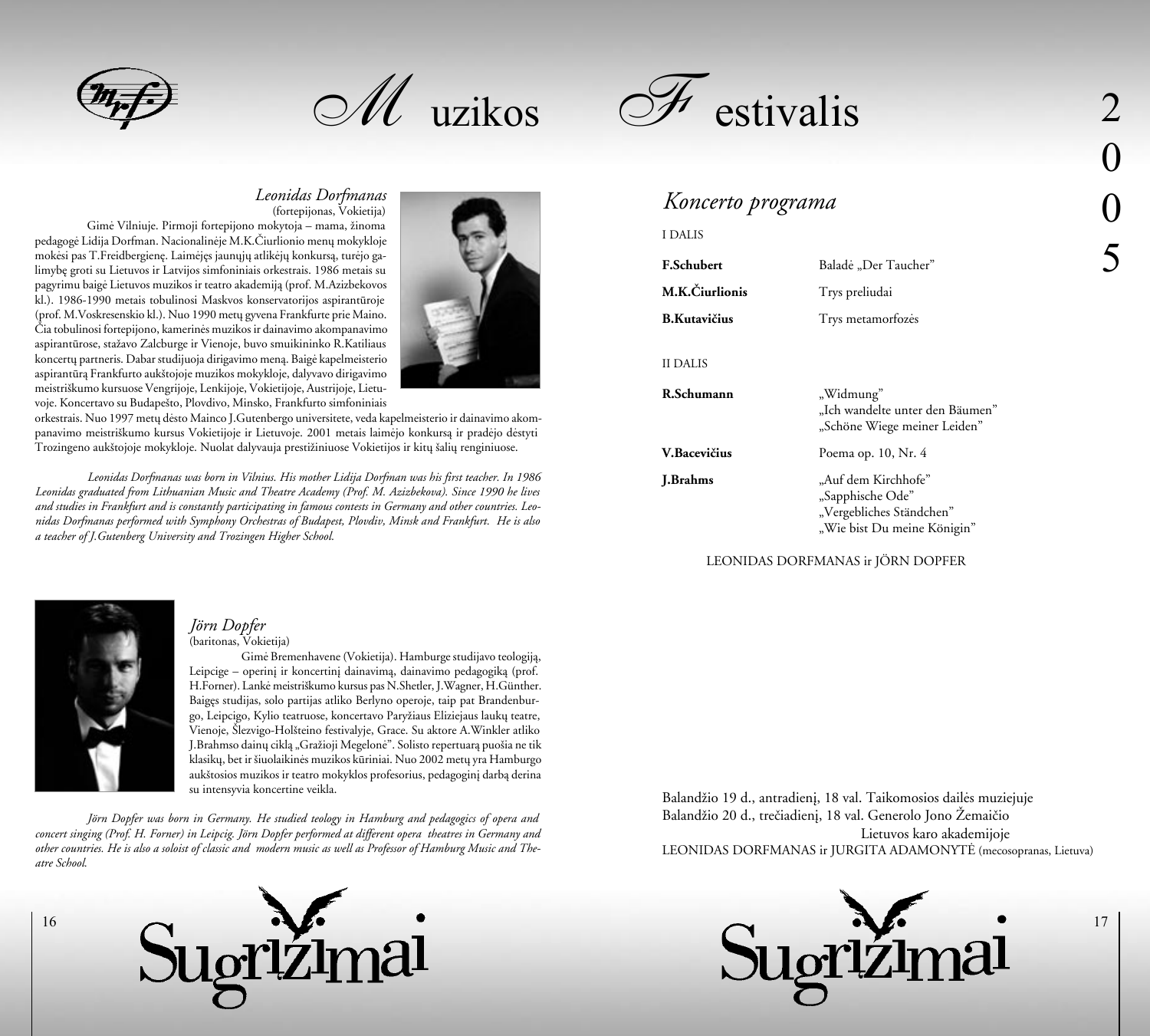### Leonidas Dorfmanas

(fortepijonas, Vokietija)

Gimė Vilniuje. Pirmoji fortepijono mokytoja – mama, žinoma pedagogė Lidija Dorfman. Nacionalinėje M.K.Čiurlionio menų mokykloje mokėsi pas T.Freidbergienę. Laimėjęs jaunųjų atlikėjų konkursą, turėjo galimybę groti su Lietuvos ir Latvijos simfoniniais orkestrais. 1986 metais su pagyrimu baigė Lietuvos muzikos ir teatro akademiją (prof. M.Azizbekovos kl.). 1986-1990 metais tobulinosi Maskvos konservatorijos aspirantūroje (prof. M.Voskresenskio kl.). Nuo 1990 metų gyvena Frankfurte prie Maino. Čia tobulinosi fortepijono, kamerinės muzikos ir dainavimo akompanavimo aspirantūrose, stažavo Zalcburge ir Vienoje, buvo smuikininko R.Katiliaus koncertų partneris. Dabar studijuoja dirigavimo meną. Baigė kapelmeisterio aspirantūrą Frankfurto aukštojoje muzikos mokykloje, dalyvavo dirigavimo meistriškumo kursuose Vengrijoje, Lenkijoje, Vokietijoje, Austrijoje, Lietuvoje. Koncertavo su Budapešto, Plovdivo, Minsko, Frankfurto simfoniniais orkestrais. Nuo 1997 metų dėsto Mainco J.Gutenbergo universitete, veda kapelmeisterio ir dainavimo akompanavimo meistriškumo kursus Vokietijoje ir Lietuvoje. 2001 metais laimėjo konkursą ir pradėjo dėstyti Trozingeno aukštojoje mokykloje. Nuolat dalyvauja prestižiniuose Vokietijos ir kitų šalių renginiuose.

*Leonidas Dorfmanas was born in Vilnius. His mother Lidija Dorfman was his first teacher. In 1986 Leonidas graduated from Lithuanian Music and Theatre Academy (Prof. M. Azizbekova). Since 1990 he lives and studies in Frankfurt and is constantly participating in famous contests in Germany and other countries. Leonidas Dorfmanas performed with Symphony Orchestras of Budapest, Plovdiv, Minsk and Frankfurt. He is also a teacher of J.Gutenberg University and Trozingen Higher School.*

### Jörn Dopfer

(baritonas, Vokietija)

Gimė Bremenhavene (Vokietija). Hamburge studijavo teologiją, Leipcige – operinį ir koncertinį dainavimą, dainavimo pedagogiką (prof. H.Forner). Lankė meistriškumo kursus pas N.Shetler, J.Wagner, H.Günther. Baigęs studijas, solo partijas atliko Berlyno operoje, taip pat Brandenburgo, Leipcigo, Kylio teatruose, koncertavo Paryžiaus Eliziejaus laukų teatre, Vienoje, Šlezvigo-Holšteino festivalyje, Grace. Su aktore A.Winkler atliko J.Brahmso dainų ciklą „Gražioji Megelonė". Solisto repertuarą puošia ne tik klasikų, bet ir šiuolaikinės muzikos kūriniai. Nuo 2002 metų yra Hamburgo aukštosios muzikos ir teatro mokyklos profesorius, pedagoginį darbą derina su intensyvia koncertine veikla.

*Jörn Dopfer was born in Germany. He studied teology in Hamburg and pedagogics of opera and concert singing (Prof. H. Forner) in Leipcig. Jörn Dopfer performed at different opera theatres in Germany and other countries. He is also a soloist of classic and modern music as well as Professor of Hamburg Music and Theatre School.*

## Koncerto programa

I DALIS

| | |
|---|---|
| **F.Schubert** | Baladė „Der Taucher" |
| **M.K.Čiurlionis** | Trys preliudai |
| **B.Kutavičius** | Trys metamorfozės |

II DALIS

| | |
|---|---|
| **R.Schumann** | „Widmung"<br>„Ich wandelte unter den Bäumen"<br>„Schöne Wiege meiner Leiden" |
| **V.Bacevičius** | Poema op. 10, Nr. 4 |
| **J.Brahms** | „Auf dem Kirchhofe"<br>„Sapphische Ode"<br>„Vergebliches Ständchen"<br>„Wie bist Du meine Königin" |

LEONIDAS DORFMANAS ir JÖRN DOPFER

Balandžio 19 d., antradienį, 18 val. Taikomosios dailės muziejuje
Balandžio 20 d., trečiadienį, 18 val. Generolo Jono Žemaičio Lietuvos karo akademijoje
LEONIDAS DORFMANAS ir JURGITA ADAMONYTĖ (mecosopranas, Lietuva)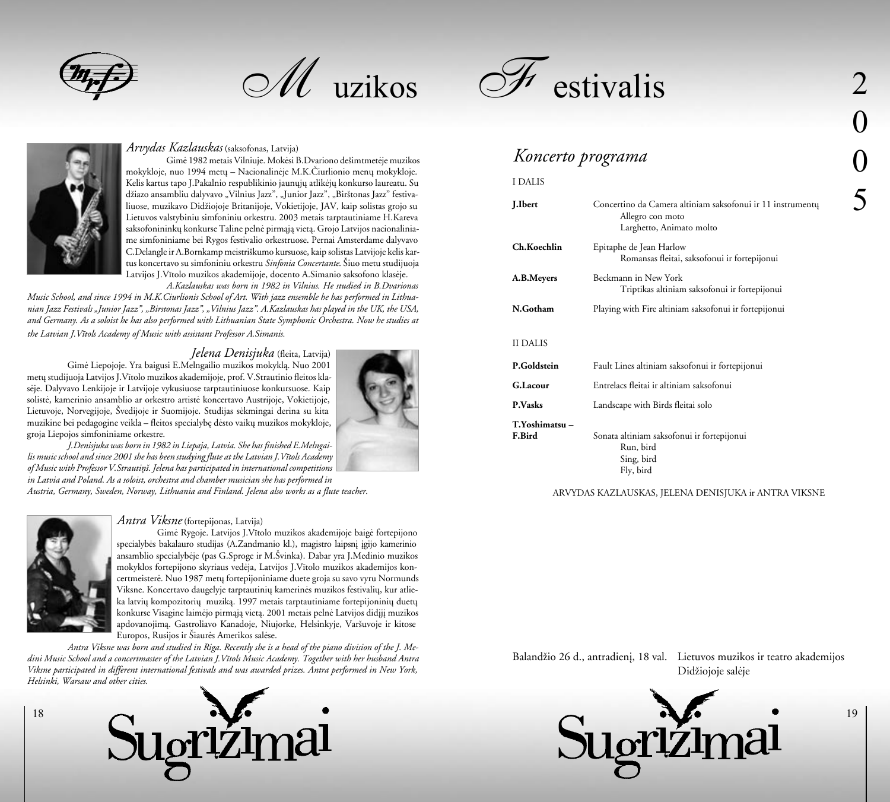# Muzikos Festivalis 2005

### *Arvydas Kazlauskas* (saksofonas, Latvija)

Gimė 1982 metais Vilniuje. Mokėsi B.Dvariono dešimtmetėje muzikos mokykloje, nuo 1994 metų – Nacionalinėje M.K.Čiurlionio menų mokykloje. Kelis kartus tapo J.Pakalnio respublikinio jaunųjų atlikėjų konkurso laureatu. Su džiazo ansambliu dalyvavo „Vilnius Jazz", „Junior Jazz", „Birštonas Jazz" festivaliuose, muzikavo Didžiojoje Britanijoje, Vokietijoje, JAV, kaip solistas grojo su Lietuvos valstybiniu simfoniniu orkestru. 2003 metais tarptautiniame H.Kareva saksofonininkų konkurse Taline pelnė pirmąją vietą. Grojo Latvijos nacionaliniame simfoniniame bei Rygos festivalio orkestruose. Pernai Amsterdame dalyvavo C.Delangle ir A.Bornkamp meistriškumo kursuose, kaip solistas Latvijoje kelis kartus koncertavo su simfoniniu orkestru *Sinfonia Concertante*. Šiuo metu studijuoja Latvijos J.Vītolo muzikos akademijoje, docento A.Simanio saksofono klasėje.

*A.Kazlauskas was born in 1982 in Vilnius. He studied in B.Dvarionas Music School, and since 1994 in M.K.Ciurlionis School of Art. With jazz ensemble he has performed in Lithuanian Jazz Festivals „Junior Jazz", „Birstonas Jazz", „Vilnius Jazz". A.Kazlauskas has played in the UK, the USA, and Germany. As a soloist he has also performed with Lithuanian State Symphonic Orchestra. Now he studies at the Latvian J.Vītols Academy of Music with assistant Professor A.Simanis.*

### *Jelena Denisjuka* (fleita, Latvija)

Gimė Liepojoje. Yra baigusi E.Melngailio muzikos mokyklą. Nuo 2001 metų studijuoja Latvijos J.Vītolo muzikos akademijoje, prof. V.Strautinio fleitos klasėje. Dalyvavo Lenkijoje ir Latvijoje vykusiuose tarptautiniuose konkursuose. Kaip solistė, kamerinio ansamblio ar orkestro artistė koncertavo Austrijoje, Vokietijoje, Lietuvoje, Norvegijoje, Švedijoje ir Suomijoje. Studijas sėkmingai derina su kita muzikine bei pedagogine veikla – fleitos specialybę dėsto vaikų muzikos mokykloje, groja Liepojos simfoniniame orkestre.

*J.Denisjuka was born in 1982 in Liepaja, Latvia. She has finished E.Melngailis music school and since 2001 she has been studying flute at the Latvian J.Vītols Academy of Music with Professor V.Strautiņš. Jelena has participated in international competitions in Latvia and Poland. As a soloist, orchestra and chamber musician she has performed in Austria, Germany, Sweden, Norway, Lithuania and Finland. Jelena also works as a flute teacher.*

### *Antra Viksne* (fortepijonas, Latvija)

Gimė Rygoje. Latvijos J.Vītolo muzikos akademijoje baigė fortepijono specialybės bakalauro studijas (A.Zandmanio kl.), magistro laipsnį įgijo kamerinio ansamblio specialybėje (pas G.Sproge ir M.Švinka). Dabar yra J.Medinio muzikos mokyklos fortepijono skyriaus vedėja, Latvijos J.Vītolo muzikos akademijos koncertmeisterė. Nuo 1987 metų fortepijoniniame duete groja su savo vyru Normunds Viksne. Koncertavo daugelyje tarptautinių kamerinės muzikos festivalių, kur atlieka latvių kompozitorių muziką. 1997 metais tarptautiniame fortepijoninių duetų konkurse Visagine laimėjo pirmąją vietą. 2001 metais pelnė Latvijos didįjį muzikos apdovanojimą. Gastroliavo Kanadoje, Niujorke, Helsinkyje, Varšuvoje ir kitose Europos, Rusijos ir Šiaurės Amerikos salėse.

*Antra Viksne was born and studied in Riga. Recently she is a head of the piano division of the J. Medini Music School and a concertmaster of the Latvian J.Vītols Music Academy. Together with her husband Antra Viksne participated in different international festivals and was awarded prizes. Antra performed in New York, Helsinki, Warsaw and other cities.*

Sugrįžimai

## *Koncerto programa*

I DALIS

**J.Ibert** — Concertino da Camera altiniam saksofonui ir 11 instrumentų
- Allegro con moto
- Larghetto, Animato molto

**Ch.Koechlin** — Epitaphe de Jean Harlow
- Romansas fleitai, saksofonui ir fortepijonui

**A.B.Meyers** — Beckmann in New York
- Triptikas altiniam saksofonui ir fortepijonui

**N.Gotham** — Playing with Fire altiniam saksofonui ir fortepijonui

II DALIS

**P.Goldstein** — Fault Lines altiniam saksofonui ir fortepijonui

**G.Lacour** — Entrelacs fleitai ir altiniam saksofonui

**P.Vasks** — Landscape with Birds fleitai solo

**T.Yoshimatsu – F.Bird** — Sonata altiniam saksofonui ir fortepijonui
- Run, bird
- Sing, bird
- Fly, bird

ARVYDAS KAZLAUSKAS, JELENA DENISJUKA ir ANTRA VIKSNE

Balandžio 26 d., antradienį, 18 val. Lietuvos muzikos ir teatro akademijos Didžiojoje salėje

Sugrįžimai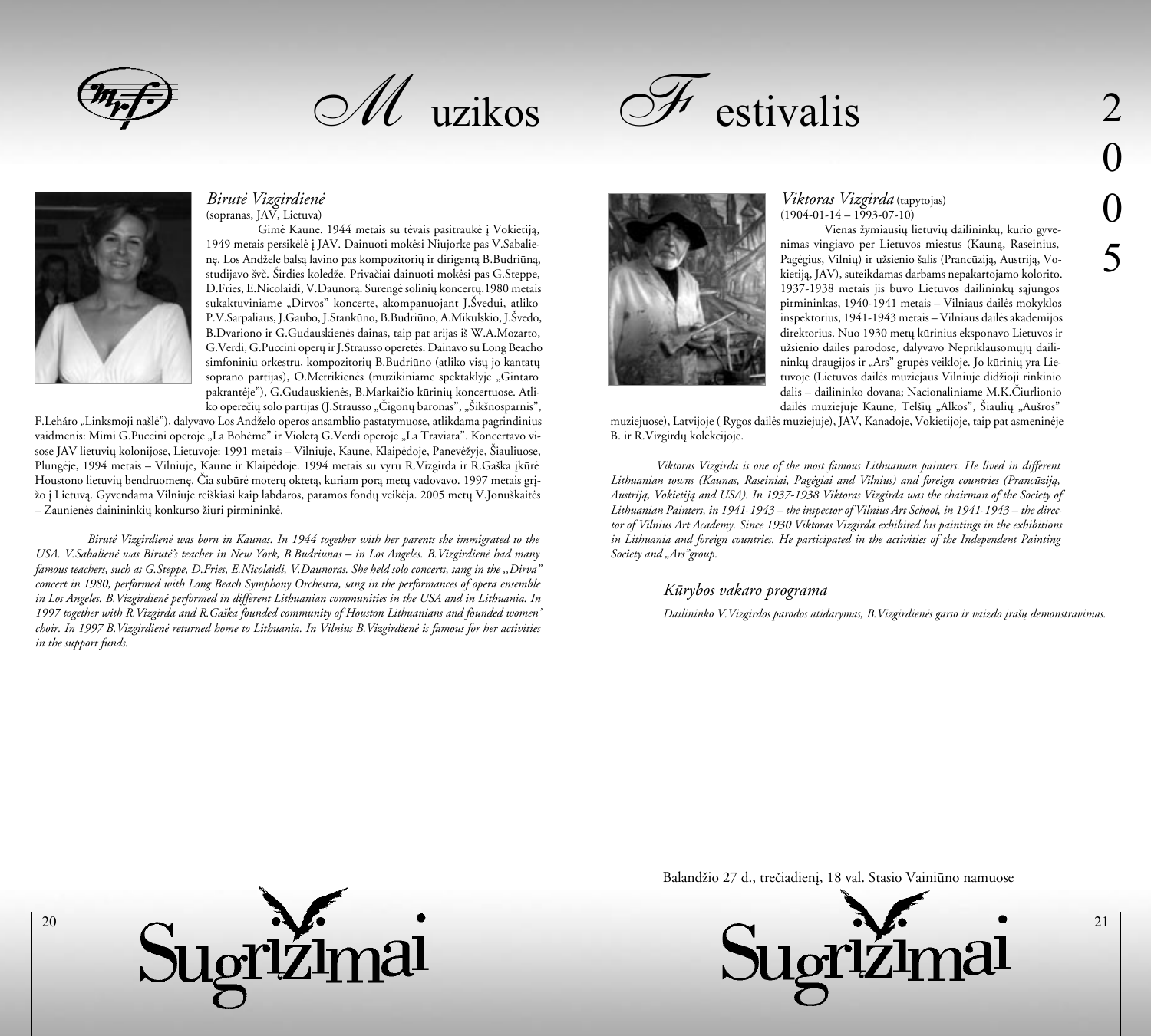## Birutė Vizgirdienė

(sopranas, JAV, Lietuva)

Gimė Kaune. 1944 metais su tėvais pasitraukė į Vokietiją, 1949 metais persikėlė į JAV. Dainuoti mokėsi Niujorke pas V.Sabalienę. Los Andžele balsą lavino pas kompozitorių ir dirigentą B.Budriūną, studijavo švč. Širdies koledže. Privačiai dainuoti mokėsi pas G.Steppe, D.Fries, E.Nicolaidi, V.Daunorą. Surengė solinių koncertų.1980 metais sukaktuviniame „Dirvos" koncerte, akompanuojant J.Švedui, atliko P.V.Sarpaliaus, J.Gaubo, J.Stankūno, B.Budriūno, A.Mikulskio, J.Švedo, B.Dvariono ir G.Gudauskienės dainas, taip pat arijas iš W.A.Mozarto, G.Verdi, G.Puccini operų ir J.Strausso operetės. Dainavo su Long Beacho simfoniniu orkestru, kompozitorių B.Budriūno (atliko visų jo kantatų soprano partijas), O.Metrikienės (muzikiniame spektaklyje „Gintaro pakrantėje"), G.Gudauskienės, B.Markaičio kūrinių koncertuose. Atliko operečių solo partijas (J.Strausso „Čigonų baronas", „Šikšnosparnis", F.Leháro „Linksmoji našlė"), dalyvavo Los Andželo operos ansamblio pastatymuose, atlikdama pagrindinius vaidmenis: Mimi G.Puccini operoje „La Bohème" ir Violetą G.Verdi operoje „La Traviata". Koncertavo visose JAV lietuvių kolonijose, Lietuvoje: 1991 metais – Vilniuje, Kaune, Klaipėdoje, Panevėžyje, Šiauliuose, Plungėje, 1994 metais – Vilniuje, Kaune ir Klaipėdoje. 1994 metais su vyru R.Vizgirda ir R.Gaška įkūrė Houstono lietuvių bendruomenę. Čia subūrė moterų oktetą, kuriam porą metų vadovavo. 1997 metais grįžo į Lietuvą. Gyvendama Vilniuje reiškiasi kaip labdaros, paramos fondų veikėja. 2005 metų V.Jonuškaitės – Zaunienės dainininkių konkurso žiuri pirmininkė.

*Birutė Vizgirdienė was born in Kaunas. In 1944 together with her parents she immigrated to the USA. V.Sabalienė was Birutė's teacher in New York, B.Budriūnas – in Los Angeles. B.Vizgirdienė had many famous teachers, such as G.Steppe, D.Fries, E.Nicolaidi, V.Daunoras. She held solo concerts, sang in the ,,Dirva" concert in 1980, performed with Long Beach Symphony Orchestra, sang in the performances of opera ensemble in Los Angeles. B.Vizgirdienė performed in different Lithuanian communities in the USA and in Lithuania. In 1997 together with R.Vizgirda and R.Gaška founded community of Houston Lithuanians and founded women' choir. In 1997 B.Vizgirdienė returned home to Lithuania. In Vilnius B.Vizgirdienė is famous for her activities in the support funds.*

## Viktoras Vizgirda (tapytojas)

(1904-01-14 – 1993-07-10)

Vienas žymiausių lietuvių dailininkų, kurio gyvenimas vingiavo per Lietuvos miestus (Kauną, Raseinius, Pagėgius, Vilnių) ir užsienio šalis (Prancūziją, Austriją, Vokietiją, JAV), suteikdamas darbams nepakartojamo kolorito. 1937-1938 metais jis buvo Lietuvos dailininkų sąjungos pirmininkas, 1940-1941 metais – Vilniaus dailės mokyklos inspektorius, 1941-1943 metais – Vilniaus dailės akademijos direktorius. Nuo 1930 metų kūrinius eksponavo Lietuvos ir užsienio dailės parodose, dalyvavo Nepriklausomųjų dailininkų draugijos ir „Ars" grupės veikloje. Jo kūrinių yra Lietuvoje (Lietuvos dailės muziejaus Vilniuje didžioji rinkinio dalis – dailininko dovana; Nacionaliniame M.K.Čiurlionio dailės muziejuje Kaune, Telšių „Alkos", Šiaulių „Aušros" muziejuose), Latvijoje ( Rygos dailės muziejuje), JAV, Kanadoje, Vokietijoje, taip pat asmeninėje B. ir R.Vizgirdų kolekcijoje.

*Viktoras Vizgirda is one of the most famous Lithuanian painters. He lived in different Lithuanian towns (Kaunas, Raseiniai, Pagėgiai and Vilnius) and foreign countries (Prancūziją, Austriją, Vokietiją and USA). In 1937-1938 Viktoras Vizgirda was the chairman of the Society of Lithuanian Painters, in 1941-1943 – the inspector of Vilnius Art School, in 1941-1943 – the director of Vilnius Art Academy. Since 1930 Viktoras Vizgirda exhibited his paintings in the exhibitions in Lithuania and foreign countries. He participated in the activities of the Independent Painting Society and „Ars"group.*

### *Kūrybos vakaro programa*

*Dailininko V.Vizgirdos parodos atidarymas, B.Vizgirdienės garso ir vaizdo įrašų demonstravimas.*

Balandžio 27 d., trečiadienį, 18 val. Stasio Vainiūno namuose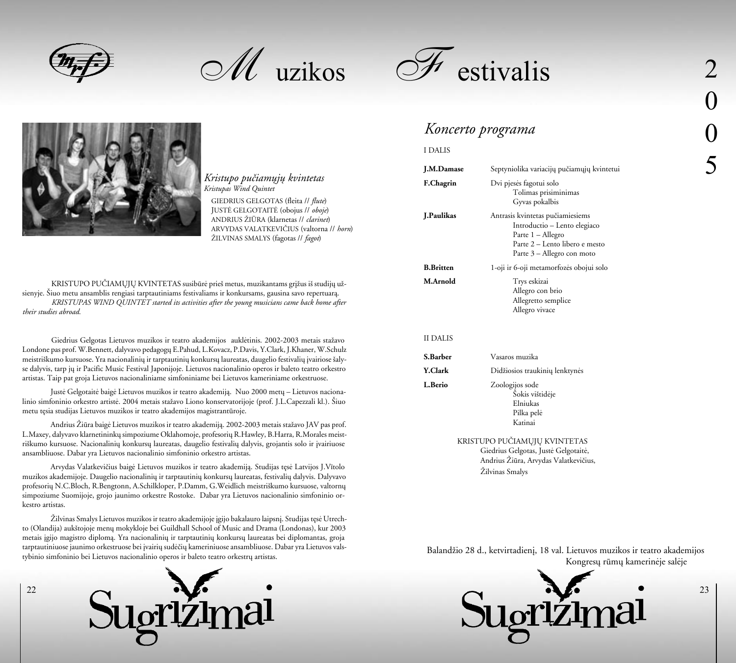# Muzikos Festivalis 2005

## *Kristupo pučiamųjų kvintetas*

*Kristupas Wind Quintet*

GIEDRIUS GELGOTAS (fleita // *flute*)
JUSTĖ GELGOTAITĖ (obojus // *oboje*)
ANDRIUS ŽIŪRA (klarnetas // *clarinet*)
ARVYDAS VALATKEVIČIUS (valtorna // *horn*)
ŽILVINAS SMALYS (fagotas // *fagot*)

KRISTUPO PUČIAMŲJŲ KVINTETAS susibūrė prieš metus, muzikantams grįžus iš studijų užsienyje. Šiuo metu ansamblis rengiasi tarptautiniams festivaliams ir konkursams, gausina savo repertuarą.

*KRISTUPAS WIND QUINTET started its activities after the young musicians came back home after their studies abroad.*

Giedrius Gelgotas Lietuvos muzikos ir teatro akademijos auklėtinis. 2002-2003 metais stažavo Londone pas prof. W.Bennett, dalyvavo pedagogų E.Pahud, L.Kovacz, P.Davis, Y.Clark, J.Khaner, W.Schulz meistriškumo kursuose. Yra nacionalinių ir tarptautinių konkursų laureatas, daugelio festivalių įvairiose šalyse dalyvis, tarp jų ir Pacific Music Festival Japonijoje. Lietuvos nacionalinio operos ir baleto teatro orkestro artistas. Taip pat groja Lietuvos nacionaliniame simfoniniame bei Lietuvos kameriniame orkestruose.

Justė Gelgotaitė baigė Lietuvos muzikos ir teatro akademiją. Nuo 2000 metų – Lietuvos nacionalinio simfoninio orkestro artistė. 2004 metais stažavo Liono konservatorijoje (prof. J.L.Capezzali kl.). Šiuo metu tęsia studijas Lietuvos muzikos ir teatro akademijos magistrantūroje.

Andrius Žiūra baigė Lietuvos muzikos ir teatro akademiją. 2002-2003 metais stažavo JAV pas prof. L.Maxey, dalyvavo klarnetininkų simpoziume Oklahomoje, profesorių R.Hawley, B.Harra, R.Morales meistriškumo kursuose. Nacionalinių konkursų laureatas, daugelio festivalių dalyvis, grojantis solo ir įvairiuose ansambliuose. Dabar yra Lietuvos nacionalinio simfoninio orkestro artistas.

Arvydas Valatkevičius baigė Lietuvos muzikos ir teatro akademiją. Studijas tęsė Latvijos J.Vītolo muzikos akademijoje. Daugelio nacionalinių ir tarptautinių konkursų laureatas, festivalių dalyvis. Dalyvavo profesorių N.C.Bloch, R.Bengtonn, A.Schilkloper, P.Damm, G.Weidlich meistriškumo kursuose, valtornų simpoziume Suomijoje, grojo jaunimo orkestre Rostoke. Dabar yra Lietuvos nacionalinio simfoninio orkestro artistas.

Žilvinas Smalys Lietuvos muzikos ir teatro akademijoje įgijo bakalauro laipsnį. Studijas tęsė Utrechto (Olandija) aukštojoje menų mokykloje bei Guildhall School of Music and Drama (Londonas), kur 2003 metais įgijo magistro diplomą. Yra nacionalinių ir tarptautinių konkursų laureatas bei diplomantas, groja tarptautiniuose jaunimo orkestruose bei įvairių sudėčių kameriniuose ansambliuose. Dabar yra Lietuvos valstybinio simfoninio bei Lietuvos nacionalinio operos ir baleto teatro orkestrų artistas.

## *Koncerto programa*

I DALIS

**J.M.Damase** – Septyniolika variacijų pučiamųjų kvintetui

**F.Chagrin** – Dvi pjesės fagotui solo
- Tolimas prisiminimas
- Gyvas pokalbis

**J.Paulikas** – Antrasis kvintetas pučiamiesiems
- Introductio – Lento elegiaco
- Parte 1 – Allegro
- Parte 2 – Lento libero e mesto
- Parte 3 – Allegro con moto

**B.Britten** – 1-oji ir 6-oji metamorfozės obojui solo

**M.Arnold** – Trys eskizai
- Allegro con brio
- Allegretto semplice
- Allegro vivace

II DALIS

**S.Barber** – Vasaros muzika

**Y.Clark** – Didžiosios traukinių lenktynės

**L.Berio** – Zoologijos sode
- Šokis vištidėje
- Elniukas
- Pilka pelė
- Katinai

KRISTUPO PUČIAMŲJŲ KVINTETAS
Giedrius Gelgotas, Justė Gelgotaitė,
Andrius Žiūra, Arvydas Valatkevičius,
Žilvinas Smalys

Balandžio 28 d., ketvirtadienį, 18 val. Lietuvos muzikos ir teatro akademijos Kongresų rūmų kamerinėje salėje

Sugrįžimai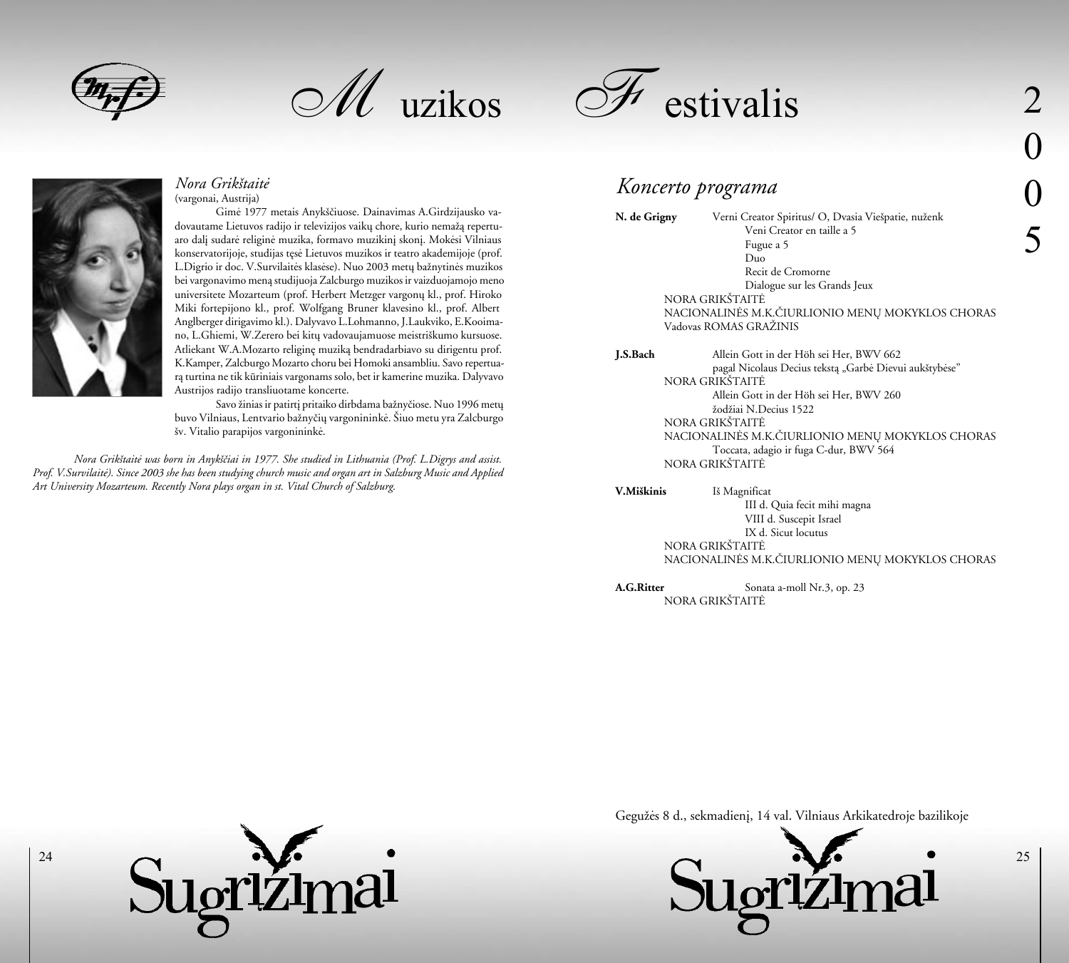## *Nora Grikštaitė*

(vargonai, Austrija)

Gimė 1977 metais Anykščiuose. Dainavimas A.Girdzijausko vadovautame Lietuvos radijo ir televizijos vaikų chore, kurio nemažą repertuaro dalį sudarė religinė muzika, formavo muzikinį skonį. Mokėsi Vilniaus konservatorijoje, studijas tęsė Lietuvos muzikos ir teatro akademijoje (prof. L.Digrio ir doc. V.Survilaitės klasėse). Nuo 2003 metų bažnytinės muzikos bei vargonavimo meną studijuoja Zalcburgo muzikos ir vaizduojamojo meno universitete Mozarteum (prof. Herbert Metzger vargonų kl., prof. Hiroko Miki fortepijono kl., prof. Wolfgang Bruner klavesino kl., prof. Albert Anglberger dirigavimo kl.). Dalyvavo L.Lohmanno, J.Laukviko, E.Kooimano, L.Ghiemi, W.Zerero bei kitų vadovaujamuose meistriškumo kursuose. Atliekant W.A.Mozarto religinę muziką bendradarbiavo su dirigentu prof. K.Kamper, Zalcburgo Mozarto choru bei Homoki ansambliu. Savo repertuarą turtina ne tik kūriniais vargonams solo, bet ir kamerine muzika. Dalyvavo Austrijos radijo transliuotame koncerte.

Savo žinias ir patirtį pritaiko dirbdama bažnyčiose. Nuo 1996 metų buvo Vilniaus, Lentvario bažnyčių vargonininkė. Šiuo metu yra Zalcburgo šv. Vitalio parapijos vargonininkė.

*Nora Grikštaitė was born in Anykščiai in 1977. She studied in Lithuania (Prof. L.Digrys and assist. Prof. V.Survilaitė). Since 2003 she has been studying church music and organ art in Salzburg Music and Applied Art University Mozarteum. Recently Nora plays organ in st. Vital Church of Salzburg.*

## *Koncerto programa*

**N. de Grigny** — Verni Creator Spiritus/ O, Dvasia Viešpatie, nuženk
- Veni Creator en taille a 5
- Fugue a 5
- Duo
- Recit de Cromorne
- Dialogue sur les Grands Jeux

NORA GRIKŠTAITĖ
NACIONALINĖS M.K.ČIURLIONIO MENŲ MOKYKLOS CHORAS
Vadovas ROMAS GRAŽINIS

**J.S.Bach** — Allein Gott in der Höh sei Her, BWV 662
pagal Nicolaus Decius tekstą „Garbė Dievui aukštybėse"
NORA GRIKŠTAITĖ

Allein Gott in der Höh sei Her, BWV 260
žodžiai N.Decius 1522
NORA GRIKŠTAITĖ
NACIONALINĖS M.K.ČIURLIONIO MENŲ MOKYKLOS CHORAS

Toccata, adagio ir fuga C-dur, BWV 564
NORA GRIKŠTAITĖ

**V.Miškinis** — Iš Magnificat
- III d. Quia fecit mihi magna
- VIII d. Suscepit Israel
- IX d. Sicut locutus

NORA GRIKŠTAITĖ
NACIONALINĖS M.K.ČIURLIONIO MENŲ MOKYKLOS CHORAS

**A.G.Ritter** — Sonata a-moll Nr.3, op. 23
NORA GRIKŠTAITĖ

Gegužės 8 d., sekmadienį, 14 val. Vilniaus Arkikatedroje bazilikoje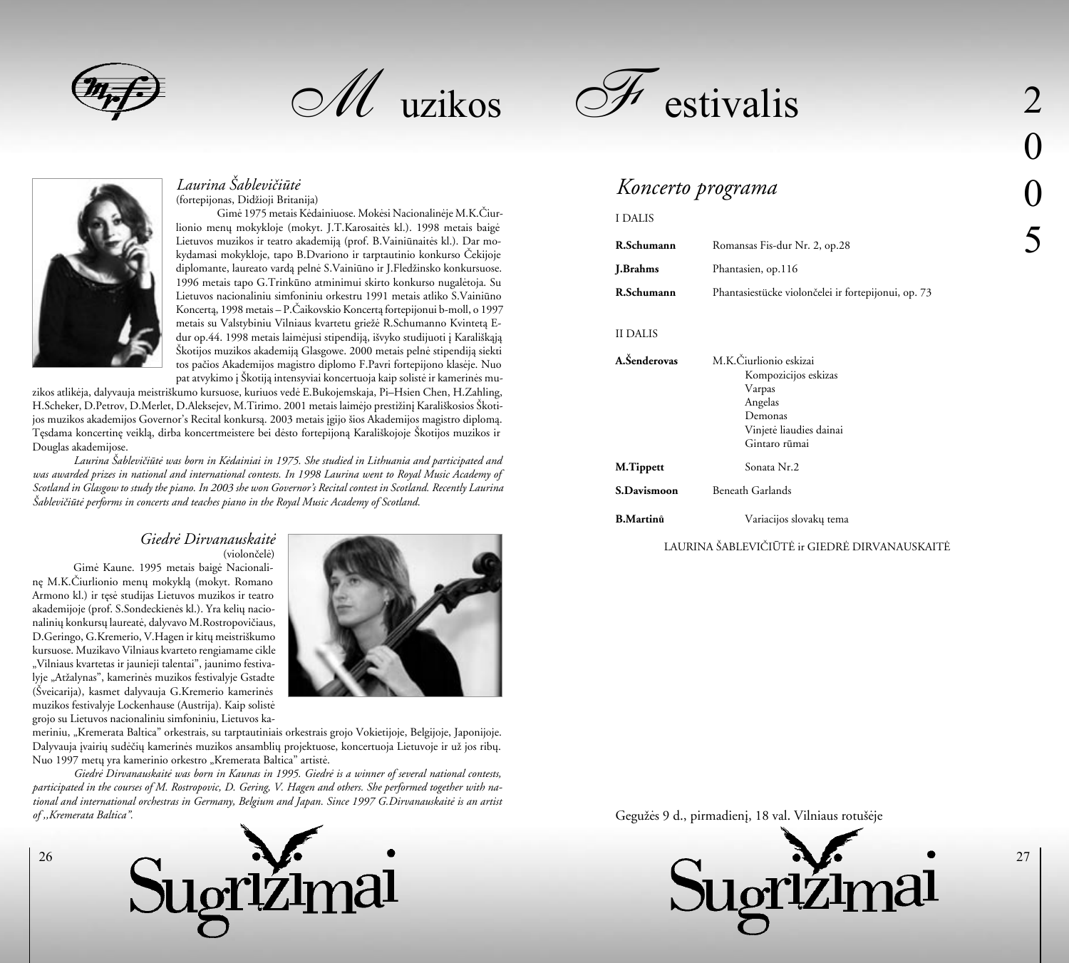### *Laurina Šablevičiūtė*

(fortepijonas, Didžioji Britanija)

Gimė 1975 metais Kėdainiuose. Mokėsi Nacionalinėje M.K.Čiurlionio menų mokykloje (mokyt. J.T.Karosaitės kl.). 1998 metais baigė Lietuvos muzikos ir teatro akademiją (prof. B.Vainiūnaitės kl.). Dar mokydamasi mokykloje, tapo B.Dvariono ir tarptautinio konkurso Čekijoje diplomante, laureato vardą pelnė S.Vainiūno ir J.Fledžinsko konkursuose. 1996 metais tapo G.Trinkūno atminimui skirto konkurso nugalėtoja. Su Lietuvos nacionaliniu simfoniniu orkestru 1991 metais atliko S.Vainiūno Koncertą, 1998 metais – P.Čaikovskio Koncertą fortepijonui b-moll, o 1997 metais su Valstybiniu Vilniaus kvartetu griežė R.Schumanno Kvintetą E-dur op.44. 1998 metais laimėjusi stipendiją, išvyko studijuoti į Karališkąją Škotijos muzikos akademiją Glasgowe. 2000 metais pelnė stipendiją siekti tos pačios Akademijos magistro diplomo F.Pavri fortepijono klasėje. Nuo pat atvykimo į Škotiją intensyviai koncertuoja kaip solistė ir kamerinės muzikos atlikėja, dalyvauja meistriškumo kursuose, kuriuos vedė E.Bukojemskaja, Pi–Hsien Chen, H.Zahling, H.Scheker, D.Petrov, D.Merlet, D.Aleksejev, M.Tirimo. 2001 metais laimėjo prestižinį Karališkosios Škotijos muzikos akademijos Governor's Recital konkursą. 2003 metais įgijo šios Akademijos magistro diplomą. Tęsdama koncertinę veiklą, dirba koncertmeistere bei dėsto fortepijoną Karališkojoje Škotijos muzikos ir Douglas akademijose.

*Laurina Šablevičiūtė was born in Kėdainiai in 1975. She studied in Lithuania and participated and was awarded prizes in national and international contests. In 1998 Laurina went to Royal Music Academy of Scotland in Glasgow to study the piano. In 2003 she won Governor's Recital contest in Scotland. Recently Laurina Šablevičiūtė performs in concerts and teaches piano in the Royal Music Academy of Scotland.*

### *Giedrė Dirvanauskaitė*

(violončelė)

Gimė Kaune. 1995 metais baigė Nacionalinę M.K.Čiurlionio menų mokyklą (mokyt. Romano Armono kl.) ir tęsė studijas Lietuvos muzikos ir teatro akademijoje (prof. S.Sondeckienės kl.). Yra kelių nacionalinių konkursų laureatė, dalyvavo M.Rostropovičiaus, D.Geringo, G.Kremerio, V.Hagen ir kitų meistriškumo kursuose. Muzikavo Vilniaus kvarteto rengiamame cikle „Vilniaus kvartetas ir jaunieji talentai", jaunimo festivalyje „Atžalynas", kamerinės muzikos festivalyje Gstadte (Šveicarija), kasmet dalyvauja G.Kremerio kamerinės muzikos festivalyje Lockenhause (Austrija). Kaip solistė grojo su Lietuvos nacionaliniu simfoniniu, Lietuvos kameriniu, „Kremerata Baltica" orkestrais, su tarptautiniais orkestrais grojo Vokietijoje, Belgijoje, Japonijoje. Dalyvauja įvairių sudėčių kamerinės muzikos ansamblių projektuose, koncertuoja Lietuvoje ir už jos ribų. Nuo 1997 metų yra kamerinio orkestro „Kremerata Baltica" artistė.

*Giedrė Dirvanauskaitė was born in Kaunas in 1995. Giedrė is a winner of several national contests, participated in the courses of M. Rostropovic, D. Gering, V. Hagen and others. She performed together with national and international orchestras in Germany, Belgium and Japan. Since 1997 G.Dirvanauskaitė is an artist of „Kremerata Baltica".*

## *Koncerto programa*

I DALIS

**R.Schumann** Romansas Fis-dur Nr. 2, op.28

**J.Brahms** Phantasien, op.116

**R.Schumann** Phantasiestücke violončelei ir fortepijonui, op. 73

II DALIS

**A.Šenderovas** M.K.Čiurlionio eskizai
- Kompozicijos eskizas
- Varpas
- Angelas
- Demonas
- Vinjetė liaudies dainai
- Gintaro rūmai

**M.Tippett** Sonata Nr.2

**S.Davismoon** Beneath Garlands

**B.Martinů** Variacijos slovakų tema

LAURINA ŠABLEVIČIŪTĖ ir GIEDRĖ DIRVANAUSKAITĖ

Gegužės 9 d., pirmadienį, 18 val. Vilniaus rotušėje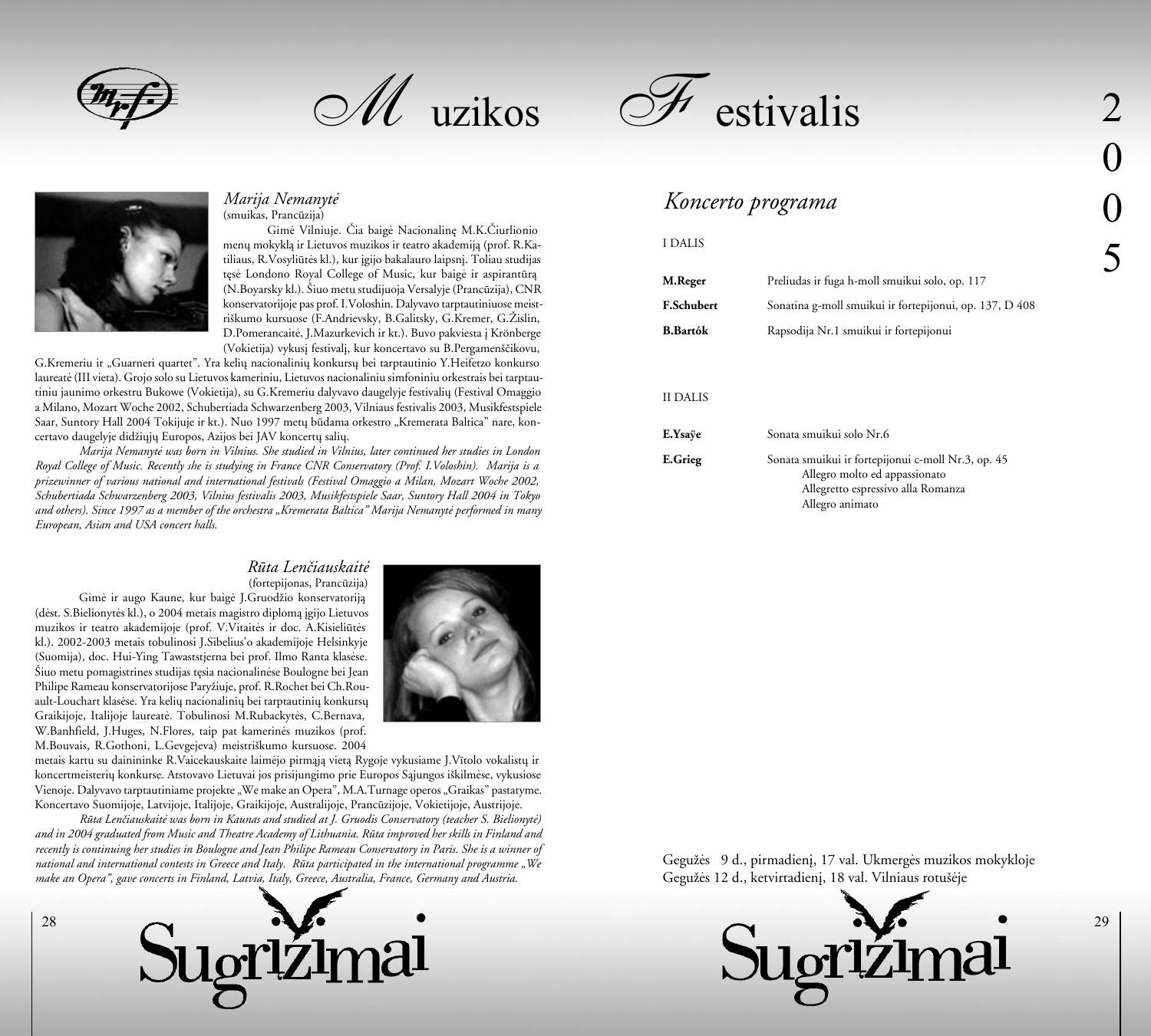### *Marija Nemanytė*
(smuikas, Prancūzija)

Gimė Vilniuje. Čia baigė Nacionalinę M.K.Čiurlionio menų mokyklą ir Lietuvos muzikos ir teatro akademiją (prof. R.Katiliaus, R.Vosyliūtės kl.), kur įgijo bakalauro laipsnį. Toliau studijas tęsė Londono Royal College of Music, kur baigė ir aspirantūrą (N.Boyarsky kl.). Šiuo metu studijuoja Versalyje (Prancūzija), CNR konservatorijoje pas prof. I.Voloshin. Dalyvavo tarptautiniuose meistriškumo kursuose (F.Andrievsky, B.Galitsky, G.Kremer, G.Žislin, D.Pomerancaitė, J.Mazurkevich ir kt.). Buvo pakviesta į Krönberge (Vokietija) vykusį festivalį, kur koncertavo su B.Pergamenščikovu, G.Kremeriu ir „Guarneri quartet". Yra kelių nacionalinių konkursų bei tarptautinio Y.Heifetzo konkurso laureatė (III vieta). Grojo solo su Lietuvos kameriniu, Lietuvos nacionaliniu simfoniniu orkestrais bei tarptautiniu jaunimo orkestru Bukowe (Vokietija), su G.Kremeriu dalyvavo daugelyje festivalių (Festival Omaggio a Milano, Mozart Woche 2002, Schubertiada Schwarzenberg 2003, Vilniaus festivalis 2003, Musikfestspiele Saar, Suntory Hall 2004 Tokijuje ir kt.). Nuo 1997 metų būdama orkestro „Kremerata Baltica" narė, koncertavo daugelyje didžiųjų Europos, Azijos bei JAV koncertų salių.

*Marija Nemanytė was born in Vilnius. She studied in Vilnius, later continued her studies in London Royal College of Music. Recently she is studying in France CNR Conservatory (Prof. I.Voloshin). Marija is a prizewinner of various national and international festivals (Festival Omaggio a Milan, Mozart Woche 2002, Schubertiada Schwarzenberg 2003, Vilnius festivals 2003, Musikfestspiele Saar, Suntory Hall 2004 in Tokyo and others). Since 1997 as a member of the orchestra „Kremerata Baltica" Marija Nemanytė performed in many European, Asian and USA concert halls.*

### *Rūta Lenčiauskaitė*
(fortepijonas, Prancūzija)

Gimė ir augo Kaune, kur baigė J.Gruodžio konservatoriją (dėst. S.Bielionytės kl.), o 2004 metais magistro diplomą įgijo Lietuvos muzikos ir teatro akademijoje (prof. V.Vitaitės ir doc. A.Kisieliūtės kl.). 2002-2003 metais tobulinosi J.Sibelius'o akademijoje Helsinkyje (Suomija), doc. Hui-Ying Tawaststjerna bei prof. Ilmo Ranta klasėse. Šiuo metu pomagistrines studijas tęsia nacionalinėse Boulogne bei Jean Philipe Rameau konservatorijose Paryžiuje, prof. R.Rochet bei Ch.Rouault-Louchart klasėse. Yra kelių nacionalinių bei tarptautinių konkursų Graikijoje, Italijoje laureatė. Tobulinosi M.Rubackytės, C.Bernava, W.Banhfield, J.Huges, N.Flores, taip pat kamerinės muzikos (prof. M.Bouvais, R.Gothoni, L.Gevgejeva) meistriškumo kursuose. 2004 metais kartu su dainininke R.Vaicekauskaite laimėjo pirmąją vietą Rygoje vykusiame J.Vītolo vokalistų ir koncertmeisterių konkurse. Atstovavo Lietuvai jos prisijungimo prie Europos Sąjungos iškilmėse, vykusiose Vienoje. Dalyvavo tarptautiniame projekte „We make an Opera", M.A.Turnage operos „Graikas" pastatyme. Koncertavo Suomijoje, Latvijoje, Italijoje, Graikijoje, Australijoje, Prancūzijoje, Vokietijoje, Austrijoje.

*Rūta Lenčiauskaitė was born in Kaunas and studied at J. Gruodis Conservatory (teacher S. Bielionytė) and in 2004 graduated from Music and Theatre Academy of Lithuania. Rūta improved her skills in Finland and recently is continuing her studies in Boulogne and Jean Philipe Rameau Conservatory in Paris. She is a winner of national and international contests in Greece and Italy. Rūta participated in the international programme „We make an Opera", gave concerts in Finland, Latvia, Italy, Greece, Australia, France, Germany and Austria.*

## *Koncerto programa*

I DALIS

| | |
|---|---|
| **M.Reger** | Preliudas ir fuga h-moll smuikui solo, op. 117 |
| **F.Schubert** | Sonatina g-moll smuikui ir fortepijonui, op. 137, D 408 |
| **B.Bartók** | Rapsodija Nr.1 smuikui ir fortepijonui |

II DALIS

| | |
|---|---|
| **E.Ysaÿe** | Sonata smuikui solo Nr.6 |
| **E.Grieg** | Sonata smuikui ir fortepijonui c-moll Nr.3, op. 45<br>Allegro molto ed appassionato<br>Allegretto espressivo alla Romanza<br>Allegro animato |

Gegužės 9 d., pirmadienį, 17 val. Ukmergės muzikos mokykloje
Gegužės 12 d., ketvirtadienį, 18 val. Vilniaus rotušėje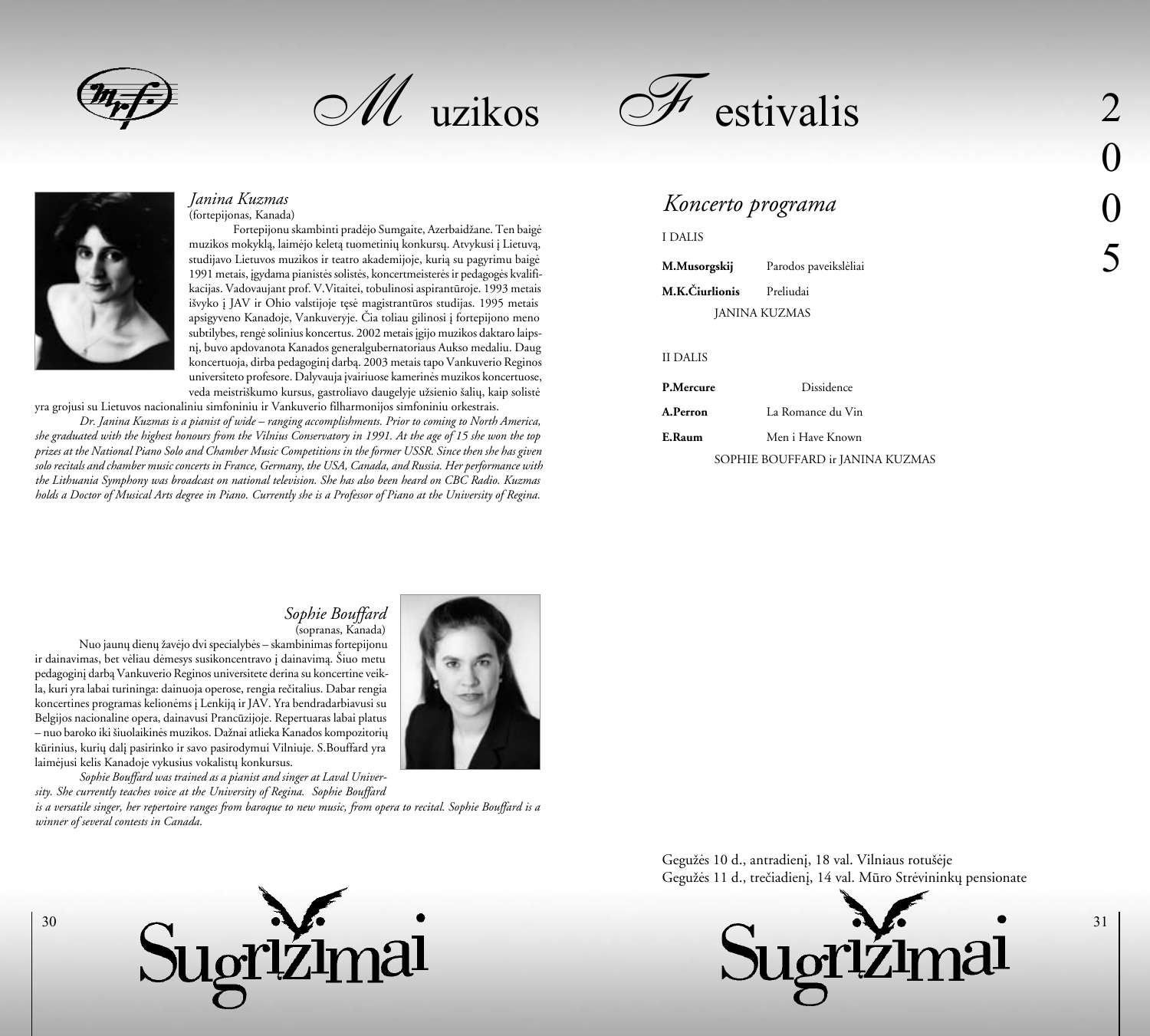# Muzikos Festivalis 2005

## Janina Kuzmas

(fortepijonas, Kanada)

Fortepijonu skambinti pradėjo Sumgaite, Azerbaidžane. Ten baigė muzikos mokyklą, laimėjo keletą tuometinių konkursų. Atvykusi į Lietuvą, studijavo Lietuvos muzikos ir teatro akademijoje, kurią su pagyrimu baigė 1991 metais, įgydama pianistės solistės, koncertmeisterės ir pedagogės kvalifikacijas. Vadovaujant prof. V.Vitaitei, tobulinosi aspirantūroje. 1993 metais išvyko į JAV ir Ohio valstijoje tęsė magistrantūros studijas. 1995 metais apsigyveno Kanadoje, Vankuveryje. Čia toliau gilinosi į fortepijono meno subtilybes, rengė solinius koncertus. 2002 metais įgijo muzikos daktaro laipsnį, buvo apdovanota Kanados generalgubernatoriaus Aukso medaliu. Daug koncertuoja, dirba pedagoginį darbą. 2003 metais tapo Vankuverio Reginos universiteto profesore. Dalyvauja įvairiuose kamerinės muzikos koncertuose, veda meistriškumo kursus, gastroliavo daugelyje užsienio šalių, kaip solistė yra grojusi su Lietuvos nacionaliniu simfoniniu ir Vankuverio filharmonijos simfoniniu orkestrais.

*Dr. Janina Kuzmas is a pianist of wide – ranging accomplishments. Prior to coming to North America, she graduated with the highest honours from the Vilnius Conservatory in 1991. At the age of 15 she won the top prizes at the National Piano Solo and Chamber Music Competitions in the former USSR. Since then she has given solo recitals and chamber music concerts in France, Germany, the USA, Canada, and Russia. Her performance with the Lithuania Symphony was broadcast on national television. She has also been heard on CBC Radio. Kuzmas holds a Doctor of Musical Arts degree in Piano. Currently she is a Professor of Piano at the University of Regina.*

## Sophie Bouffard

(sopranas, Kanada)

Nuo jaunų dienų žavėjo dvi specialybės – skambinimas fortepijonu ir dainavimas, bet vėliau dėmesys susikoncentravo į dainavimą. Šiuo metu pedagoginį darbą Vankuverio Reginos universitete derina su koncertine veikla, kuri yra labai turininga: dainuoja operose, rengia rečitalius. Dabar rengia koncertines programas kelionėms į Lenkiją ir JAV. Yra bendradarbiavusi su Belgijos nacionaline opera, dainavusi Prancūzijoje. Repertuaras labai platus – nuo baroko iki šiuolaikinės muzikos. Dažnai atlieka Kanados kompozitorių kūrinius, kurių dalį pasirinko ir savo pasirodymui Vilniuje. S.Bouffard yra laimėjusi kelis Kanadoje vykusius vokalistų konkursus.

*Sophie Bouffard was trained as a pianist and singer at Laval University. She currently teaches voice at the University of Regina. Sophie Bouffard is a versatile singer, her repertoire ranges from baroque to new music, from opera to recital. Sophie Bouffard is a winner of several contests in Canada.*

Sugrįžimai

## *Koncerto programa*

I DALIS

**M.Musorgskij** Parodos paveikslėliai

**M.K.Čiurlionis** Preliudai

JANINA KUZMAS

II DALIS

**P.Mercure** Dissidence

**A.Perron** La Romance du Vin

**E.Raum** Men i Have Known

SOPHIE BOUFFARD ir JANINA KUZMAS

Gegužės 10 d., antradienį, 18 val. Vilniaus rotušėje
Gegužės 11 d., trečiadienį, 14 val. Mūro Strėvininkų pensionate

Sugrįžimai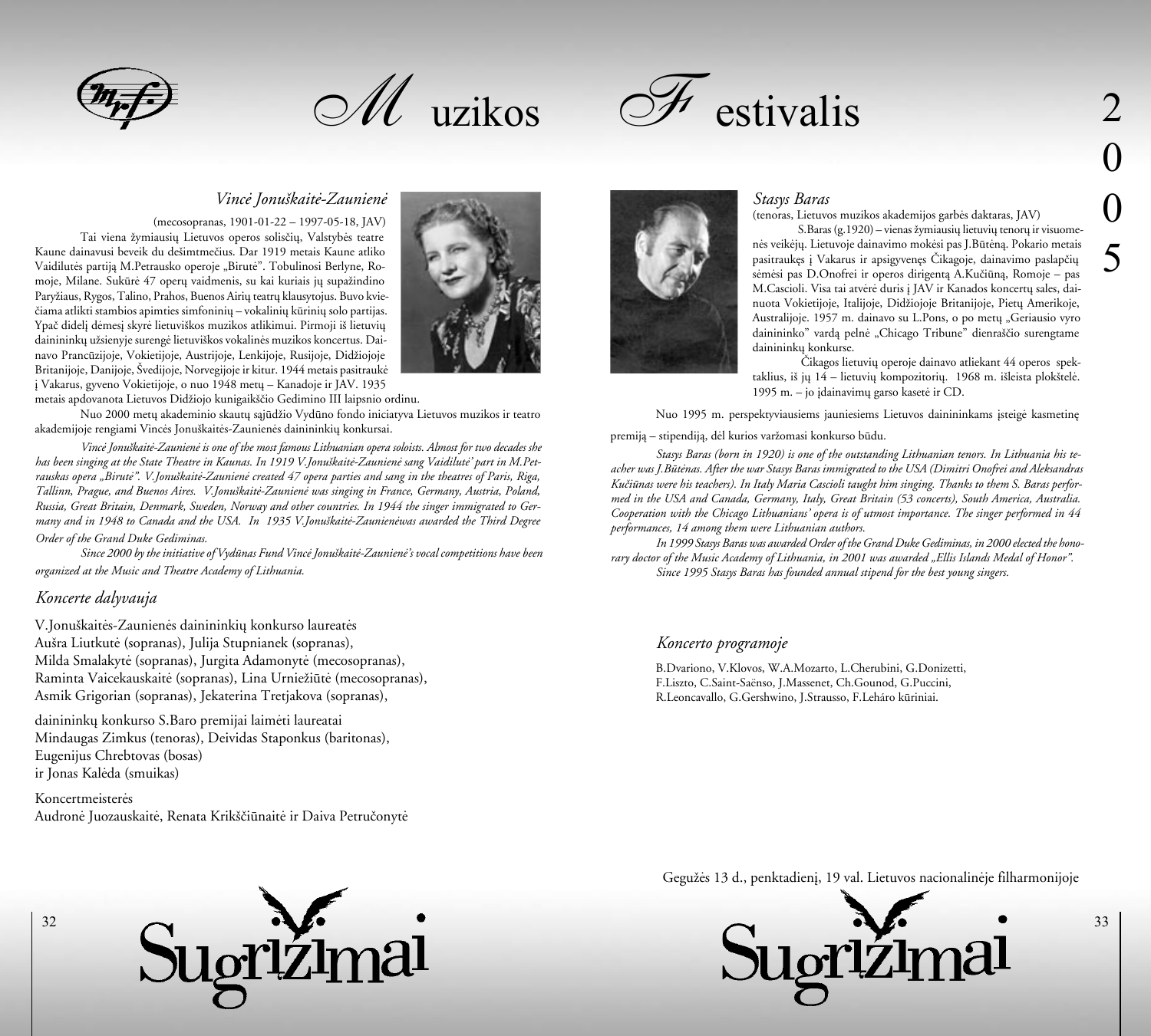### *Vincė Jonuškaitė-Zaunienė*

(mecosopranas, 1901-01-22 – 1997-05-18, JAV)

Tai viena žymiausių Lietuvos operos solisčių, Valstybės teatre Kaune dainavusi beveik du dešimtmečius. Dar 1919 metais Kaune atliko Vaidilutės partiją M.Petrausko operoje „Birutė". Tobulinosi Berlyne, Romoje, Milane. Sukūrė 47 operų vaidmenis, su kai kuriais jų supažindino Paryžiaus, Rygos, Talino, Prahos, Buenos Airių teatrų klausytojus. Buvo kviečiama atlikti stambios apimties simfoninių – vokalinių kūrinių solo partijas. Ypač didelį dėmesį skyrė lietuviškos muzikos atlikimui. Pirmoji iš lietuvių dainininkų užsienyje surengė lietuviškos vokalinės muzikos koncertus. Dainavo Prancūzijoje, Vokietijoje, Austrijoje, Lenkijoje, Rusijoje, Didžiojoje Britanijoje, Danijoje, Švedijoje, Norvegijoje ir kitur. 1944 metais pasitraukė į Vakarus, gyveno Vokietijoje, o nuo 1948 metų – Kanadoje ir JAV. 1935 metais apdovanota Lietuvos Didžiojo kunigaikščio Gedimino III laipsnio ordinu.

Nuo 2000 metų akademinio skautų sąjūdžio Vydūno fondo iniciatyva Lietuvos muzikos ir teatro akademijoje rengiami Vincės Jonuškaitės-Zaunienės dainininkių konkursai.

*Vincė Jonuškaitė-Zaunienė is one of the most famous Lithuanian opera soloists. Almost for two decades she has been singing at the State Theatre in Kaunas. In 1919 V.Jonuškaitė-Zaunienė sang Vaidilutė' part in M.Petrauskas opera „Birutė". V.Jonuškaitė-Zaunienė created 47 opera parties and sang in the theatres of Paris, Riga, Tallinn, Prague, and Buenos Aires. V.Jonuškaitė-Zaunienė was singing in France, Germany, Austria, Poland, Russia, Great Britain, Denmark, Sweden, Norway and other countries. In 1944 the singer immigrated to Germany and in 1948 to Canada and the USA. In 1935 V.Jonuškaitė-Zaunienėwas awarded the Third Degree Order of the Grand Duke Gediminas.*

*Since 2000 by the initiative of Vydūnas Fund Vincė Jonuškaitė-Zaunienė's vocal competitions have been organized at the Music and Theatre Academy of Lithuania.*

### *Koncerte dalyvauja*

V.Jonuškaitės-Zaunienės dainininkių konkurso laureatės
Aušra Liutkutė (sopranas), Julija Stupnianek (sopranas),
Milda Smalakytė (sopranas), Jurgita Adamonytė (mecosopranas),
Raminta Vaicekauskaitė (sopranas), Lina Urniežiūtė (mecosopranas),
Asmik Grigorian (sopranas), Jekaterina Tretjakova (sopranas),

dainininkų konkurso S.Baro premijai laimėti laureatai
Mindaugas Zimkus (tenoras), Deividas Staponkus (baritonas),
Eugenijus Chrebtovas (bosas)
ir Jonas Kalėda (smuikas)

Koncertmeisterės
Audronė Juozauskaitė, Renata Krikščiūnaitė ir Daiva Petručonytė

### *Stasys Baras*

(tenoras, Lietuvos muzikos akademijos garbės daktaras, JAV)

S.Baras (g.1920) – vienas žymiausių lietuvių tenorų ir visuomenės veikėjų. Lietuvoje dainavimo mokėsi pas J.Būtėną. Pokario metais pasitraukęs į Vakarus ir apsigyvenęs Čikagoje, dainavimo paslapčių sėmėsi pas D.Onofrei ir operos dirigentą A.Kučiūną, Romoje – pas M.Cascioli. Visa tai atvėrė duris į JAV ir Kanados koncertų sales, dainuota Vokietijoje, Italijoje, Didžiojoje Britanijoje, Pietų Amerikoje, Australijoje. 1957 m. dainavo su L.Pons, o po metų „Geriausio vyro dainininko" vardą pelnė „Chicago Tribune" dienraščio surengtame dainininkų konkurse.

Čikagos lietuvių operoje dainavo atliekant 44 operos spektaklius, iš jų 14 – lietuvių kompozitorių. 1968 m. išleista plokštelė. 1995 m. – jo įdainavimų garso kasetė ir CD.

Nuo 1995 m. perspektyviausiems jauniesiems Lietuvos dainininkams įsteigė kasmetinę premiją – stipendiją, dėl kurios varžomasi konkurso būdu.

*Stasys Baras (born in 1920) is one of the outstanding Lithuanian tenors. In Lithuania his teacher was J.Būtėnas. After the war Stasys Baras immigrated to the USA (Dimitri Onofrei and Aleksandras Kučiūnas were his teachers). In Italy Maria Cascioli taught him singing. Thanks to them S. Baras performed in the USA and Canada, Germany, Italy, Great Britain (53 concerts), South America, Australia. Cooperation with the Chicago Lithuanians' opera is of utmost importance. The singer performed in 44 performances, 14 among them were Lithuanian authors.*

*In 1999 Stasys Baras was awarded Order of the Grand Duke Gediminas, in 2000 elected the honorary doctor of the Music Academy of Lithuania, in 2001 was awarded „Ellis Islands Medal of Honor".*

*Since 1995 Stasys Baras has founded annual stipend for the best young singers.*

### *Koncerto programoje*

B.Dvariono, V.Klovos, W.A.Mozarto, L.Cherubini, G.Donizetti, F.Liszto, C.Saint-Saënso, J.Massenet, Ch.Gounod, G.Puccini, R.Leoncavallo, G.Gershwino, J.Strausso, F.Leháro kūriniai.

Gegužės 13 d., penktadienį, 19 val. Lietuvos nacionalinėje filharmonijoje

Sugrįžimai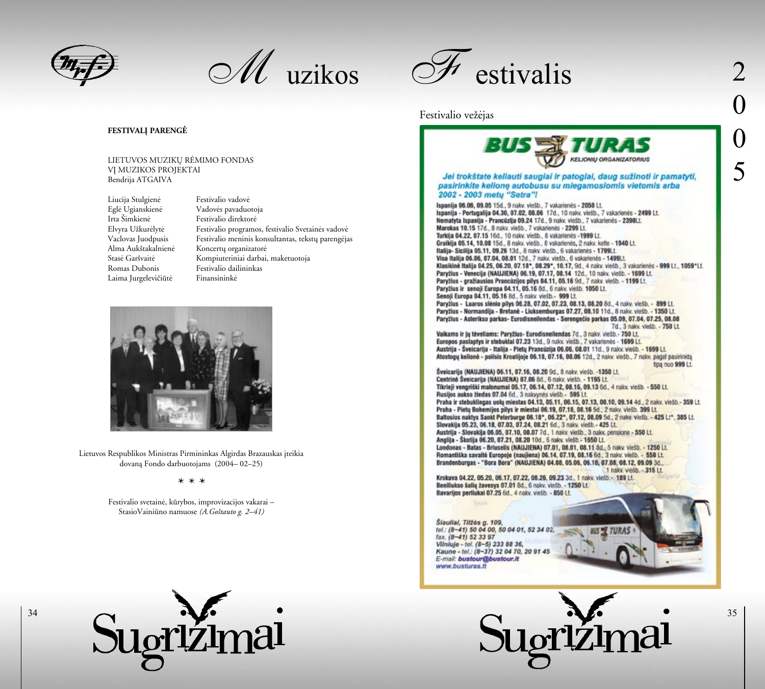# Muzikos Festivalis 2005

**FESTIVALĮ PARENGĖ**

LIETUVOS MUZIKŲ RĖMIMO FONDAS
VĮ MUZIKOS PROJEKTAI
Bendrija ATGAIVA

| | |
|---|---|
| Liucija Stulgienė | Festivalio vadovė |
| Eglė Ugianskienė | Vadovės pavaduotoja |
| Irta Šimkienė | Festivalio direktorė |
| Elvyra Užkurėlytė | Festivalio programos, festivalio Svetainės vadovė |
| Vaclovas Juodpusis | Festivalio meninis konsultantas, tekstų parengėjas |
| Alma Aukštakalnienė | Koncertų organizatorė |
| Stasė Garšvaitė | Kompiuteriniai darbai, maketuotoja |
| Romas Dubonis | Festivalio dailininkas |
| Laima Jurgelevičiūtė | Finansininkė |

Lietuvos Respublikos Ministras Pirmininkas Algirdas Brazauskas įteikia dovaną Fondo darbuotojams (2004– 02–25)

* * *

Festivalio svetainė, kūrybos, improvizacijos vakarai – StasioVainiūno namuose *(A.Goštauto g. 2–41)*

Festivalio vežėjas

**BUS TURAS** KELIONIŲ ORGANIZATORIUS

*Jei trokštate keliauti saugiai ir patogiai, daug sužinoti ir pamatyti, pasirinkite kelionę autobusu su miegamosiomis vietomis arba 2002 - 2003 metų "Setra"!*

**Ispanija 06.06, 09.05** 15d., 9 nakv. viešb., 7 vakarienės - **2050** Lt.
**Ispanija - Portugalija 04.30, 07.02, 08.06** 17d., 10 nakv. viešb., 7 vakarienės - **2499** Lt.
**Nematyta Ispanija - Prancūzija 09.24** 17d., 9 nakv. viešb., 7 vakarienės - **2390**Lt.
**Marokas 10.15** 17d., 8 nakv. viešb., 7 vakarienės - **2299** Lt.
**Turkija 04.22, 07.15** 16d., 10 nakv. viešb., 8 vakarienės -**1999** Lt.
**Graikija 05.14, 10.08** 15d., 8 nakv. viešb., 8 vakarienės, 2 nakv. kelte - **1940** Lt.
**Italija- Sicilija 05.11, 09.26** 13d., 8 nakv. viešb., 6 vakarienės - **1799**Lt.
**Visa Italija 06.06, 07.04, 08.01** 12d., 7 nakv. viešb., 6 vakarienės - **1499**Lt.
**Klasikinė Italija 04.25, 06.20, 07.18\*, 08.29\*, 10.17,** 9d., 4 nakv. viešb., 3 vakarienės - **999** Lt., **1059\***Lt.
**Paryžius - Venecija (NAUJIENA) 06.19, 07.17, 08.14** 12d., 10 nakv. viešb. - **1699** Lt.
**Paryžius - gražiausios Prancūzijos pilys 04.11, 05.16** 9d., 7 nakv. viešb. - **1199** Lt.
**Paryžius ir senoji Europa 04.11, 05.16** 8d., 6 nakv. viešb. **1050** Lt.
**Senoji Europa 04.11, 05.16** 8d., 5 nakv. viešb.- **999** Lt.
**Paryžius - Luaros slėnio pilys 06.28, 07.02, 07.23, 08.13, 08.20** 8d., 4 nakv. viešb. - **899** Lt.
**Paryžius - Normandija - Bretanė - Liuksemburgas 07.27, 08.10** 11d., 8 nakv. viešb. - **1350** Lt.
**Paryžius - Asterikso parkas- Eurodisneilendas - Serengečio parkas 05.09, 07.04, 07.25, 08.08** 7d., 3 nakv. viešb. - **750** Lt.
**Vaikams ir jų tėveliams: Paryžius- Eurodisneilendas** 7d., 3 nakv. viešb.- **750** Lt.
**Europos paslaptys ir stebuklai 07.23** 13d., 9 nakv. viešb., 7 vakarienės - **1699** Lt.
**Austrija - Šveicarija - Italija - Pietų Prancūzija 06.06, 08.01** 11d., 9 nakv. viešb. - **1699** Lt.
**Atostogų kelionė - poilsis Kroatijoje 06.18, 07.16, 08.06** 12d., 2 nakv. viešb., 7 nakv. pagal pasirinktą tipą nuo **999** Lt.
**Šveicarija (NAUJIENA) 05.11, 07.16, 08.20** 9d., 8 nakv. viešb. -**1350** Lt.
**Centrinė Šveicarija (NAUJIENA) 07.06** 8d., 6 nakv. viešb. - **1195** Lt.
**Tikrieji vengriški malonumai 05.17, 06.14, 07.12, 08.16, 09.13** 6d., 4 nakv. viešb. - **550** Lt.
**Rusijos aukso žiedas 07.04** 6d., 3 nakvynės viešb.- **595** Lt.
**Praha ir stebuklingas uolų miestas 04.13, 05.11, 06.15, 07.13, 08.10, 09.14** 4d., 2 nakv. viešb.- **359** Lt.
**Praha - Pietų Bohemijos pilys ir miestai 06.19, 07.18, 08.16** 5d., 2 nakv. viešb. **399** Lt.
**Baltosios naktys Sankt Peterburge 06.18\*, 06.22\*, 07.12, 08.09** 5d., 2 nakv. viešb. - **425** Lt\*, **385** Lt.
**Slovakija 05.23, 06.18, 07.03, 07.24, 08.21** 6d., 3 nakv. viešb.- **425** Lt.
**Austrija - Slovakija 06.05, 07.10, 08.07** 7d., 1 nakv. viešb., 3 nakv. pensione - **550** Lt.
**Anglija - Škotija 06.20, 07.21, 08.20** 10d., 6 nakv. viešb.- **1650** Lt.
**Londonas - Batas - Briuselis (NAUJIENA) 07.01, 08.01, 08.11** 8d., 5 nakv. viešb. - **1250** Lt.
**Romantiška savaitė Europoje (naujiena) 06.14, 07.19, 08.16** 6d., 3 nakv. viešb. - **550** Lt.
**Brandenburgas - "Bora Bora" (NAUJIENA) 04.08, 05.06, 06.10, 07.08, 08.12, 09.09** 3d., 1 nakv. viešb. - **315** Lt.
**Krokuva 04.22, 05.20, 06.17, 07.22, 08.26, 09.23** 3d., 1 nakv. viešb.- **189** Lt.
**Beniliukso šalių žavesys 07.01** 8d., 6 nakv. viešb. - **1250** Lt.
**Bavarijos perliukai 07.25** 6d., 4 nakv. viešb. - **850** Lt.

*Šiauliai, Tilžės g. 109,*
*tel.: (8–41) 50 04 00, 50 04 01, 52 34 02,*
*fax. (8–41) 52 33 97*
*Vilniuje - tel. (8–5) 233 88 36,*
*Kaune - tel.: (8–37) 32 04 70, 20 91 45*
*E-mail: bustour@bustour.lt*
*www.busturas.lt*

Sugrįžimai

Sugrįžimai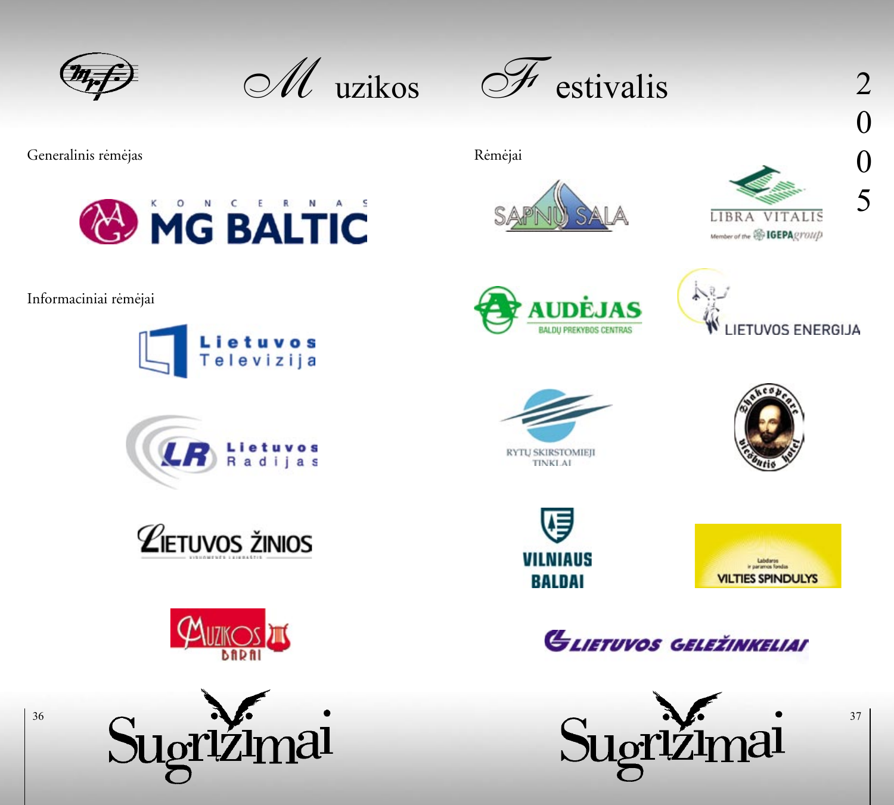# Muzikos Festivalis 2005

Generalinis rėmėjas

KONCERNAS MG BALTIC

Informaciniai rėmėjai

Lietuvos Televizija

LR Lietuvos Radijas

Lietuvos žinios

Muzikos barai

Rėmėjai

Sapnų sala

Libra Vitalis — Member of the IGEPA group

Audėjas — Baldų prekybos centras

Lietuvos energija

Rytų skirstomieji tinklai

Shakespeare Boutique hotel

Vilniaus baldai

Labdaros ir paramos fondas Vilties spindulys

Lietuvos geležinkeliai

Sugrįžimai

Sugrįžimai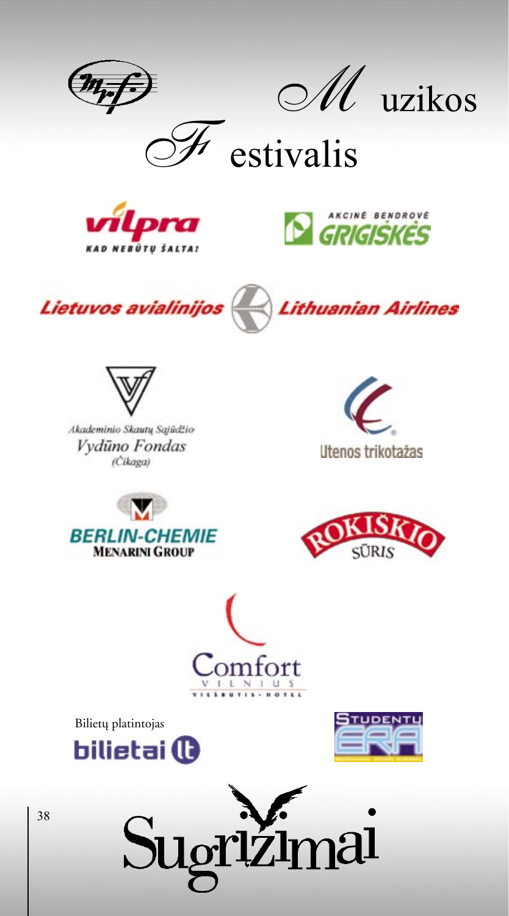# Muzikos Festivalis

vilpra
KAD NEBŪTŲ ŠALTA!

AKCINĖ BENDROVĖ GRIGIŠKĖS

Lietuvos avialinijos Lithuanian Airlines

Akademinio Skautų Sajūdžio
Vydūno Fondas
(Čikaga)

Utenos trikotažas

BERLIN-CHEMIE
MENARINI GROUP

ROKIŠKIO SŪRIS

Comfort
VILNIUS
VIEŠBUTIS • HOTEL

Bilietų platintojas
bilietai

STUDENTŲ ERA

Sugrįžimai